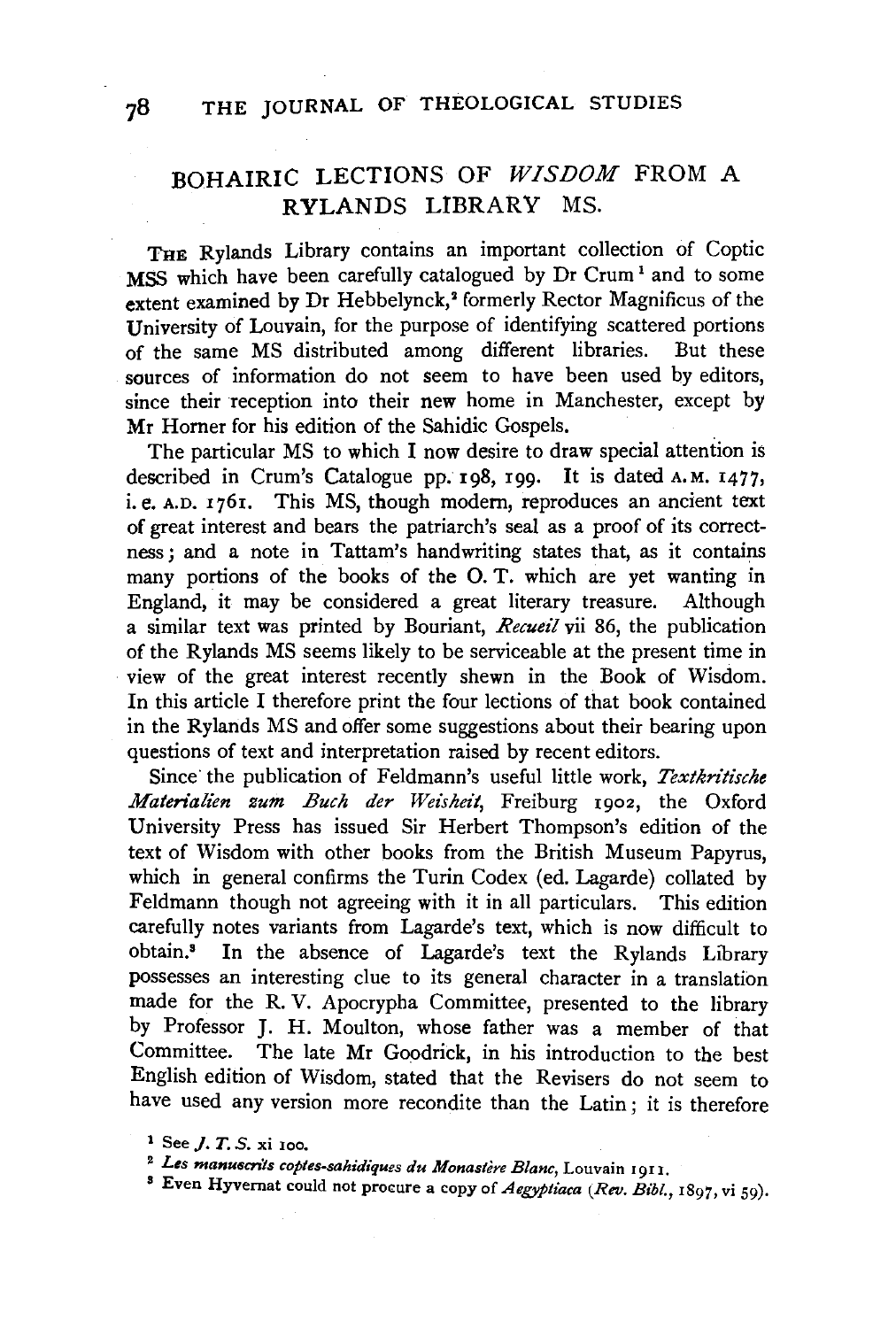# BOHAIRIC LECTIONS OF *WISDOM* FROM A RYLANDS LIBRARY MS.

THE Rylands Library contains an important collection of Coptic MSS which have been carefully catalogued by Dr Crum[1] and to some extent examined by Dr Hebbelynck,[2] formerly Rector Magnificus of the University of Louvain, for the purpose of identifying scattered portions of the same MS distributed among different libraries. But these sources of information do not seem to have been used by editors, since their reception into their new home in Manchester, except by Mr Horner for his edition of the Sahidic Gospels.

The particular MS to which I now desire to draw special attention is described in Crum's Catalogue pp. 198, 199. It is dated A.M. 1477, i.e. A.D. 1761. This MS, though modern, reproduces an ancient text of great interest and bears the patriarch's seal as a proof of its correctness; and a note in Tattam's handwriting states that, as it contains many portions of the books of the O. T. which are yet wanting in England, it may be considered a great literary treasure. Although a similar text was printed by Bouriant, *Recueil* vii 86, the publication of the Rylands MS seems likely to be serviceable at the present time in view of the great interest recently shewn in the Book of Wisdom. In this article I therefore print the four lections of that book contained in the Rylands MS and offer some suggestions about their bearing upon questions of text and interpretation raised by recent editors.

Since the publication of Feldmann's useful little work, *Textkritische Materialien zum Buch der Weisheit*, Freiburg 1902, the Oxford University Press has issued Sir Herbert Thompson's edition of the text of Wisdom with other books from the British Museum Papyrus, which in general confirms the Turin Codex (ed. Lagarde) collated by Feldmann though not agreeing with it in all particulars. This edition carefully notes variants from Lagarde's text, which is now difficult to obtain.[3] In the absence of Lagarde's text the Rylands Library possesses an interesting clue to its general character in a translation made for the R. V. Apocrypha Committee, presented to the library by Professor J. H. Moulton, whose father was a member of that Committee. The late Mr Goodrick, in his introduction to the best English edition of Wisdom, stated that the Revisers do not seem to have used any version more recondite than the Latin; it is therefore

[1] See *J. T. S.* xi 100.

[2] *Les manuscrits coptes-sahidiques du Monastère Blanc*, Louvain 1911.

[3] Even Hyvernat could not procure a copy of *Aegyptiaca* (*Rev. Bibl.*, 1897, vi 59).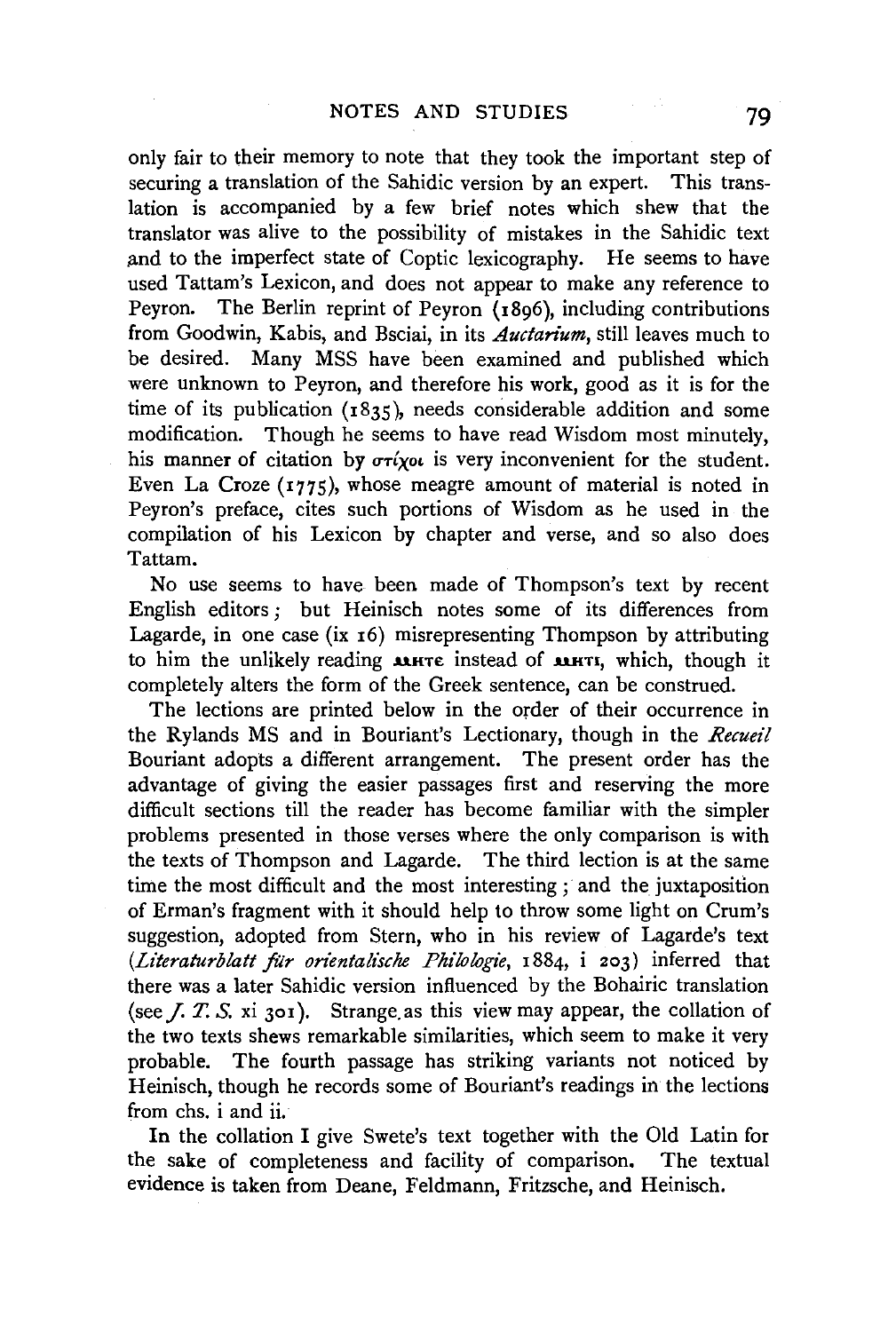only fair to their memory to note that they took the important step of securing a translation of the Sahidic version by an expert. This translation is accompanied by a few brief notes which shew that the translator was alive to the possibility of mistakes in the Sahidic text and to the imperfect state of Coptic lexicography. He seems to have used Tattam's Lexicon, and does not appear to make any reference to Peyron. The Berlin reprint of Peyron (1896), including contributions from Goodwin, Kabis, and Bsciai, in its *Auctarium*, still leaves much to be desired. Many MSS have been examined and published which were unknown to Peyron, and therefore his work, good as it is for the time of its publication (1835), needs considerable addition and some modification. Though he seems to have read Wisdom most minutely, his manner of citation by στίχοι is very inconvenient for the student. Even La Croze (1775), whose meagre amount of material is noted in Peyron's preface, cites such portions of Wisdom as he used in the compilation of his Lexicon by chapter and verse, and so also does Tattam.

No use seems to have been made of Thompson's text by recent English editors; but Heinisch notes some of its differences from Lagarde, in one case (ix 16) misrepresenting Thompson by attributing to him the unlikely reading ⲙⲏⲧⲉ instead of ⲙⲏⲧⲓ, which, though it completely alters the form of the Greek sentence, can be construed.

The lections are printed below in the order of their occurrence in the Rylands MS and in Bouriant's Lectionary, though in the *Recueil* Bouriant adopts a different arrangement. The present order has the advantage of giving the easier passages first and reserving the more difficult sections till the reader has become familiar with the simpler problems presented in those verses where the only comparison is with the texts of Thompson and Lagarde. The third lection is at the same time the most difficult and the most interesting; and the juxtaposition of Erman's fragment with it should help to throw some light on Crum's suggestion, adopted from Stern, who in his review of Lagarde's text (*Literaturblatt für orientalische Philologie*, 1884, i 203) inferred that there was a later Sahidic version influenced by the Bohairic translation (see *J. T. S.* xi 301). Strange as this view may appear, the collation of the two texts shews remarkable similarities, which seem to make it very probable. The fourth passage has striking variants not noticed by Heinisch, though he records some of Bouriant's readings in the lections from chs. i and ii.

In the collation I give Swete's text together with the Old Latin for the sake of completeness and facility of comparison. The textual evidence is taken from Deane, Feldmann, Fritzsche, and Heinisch.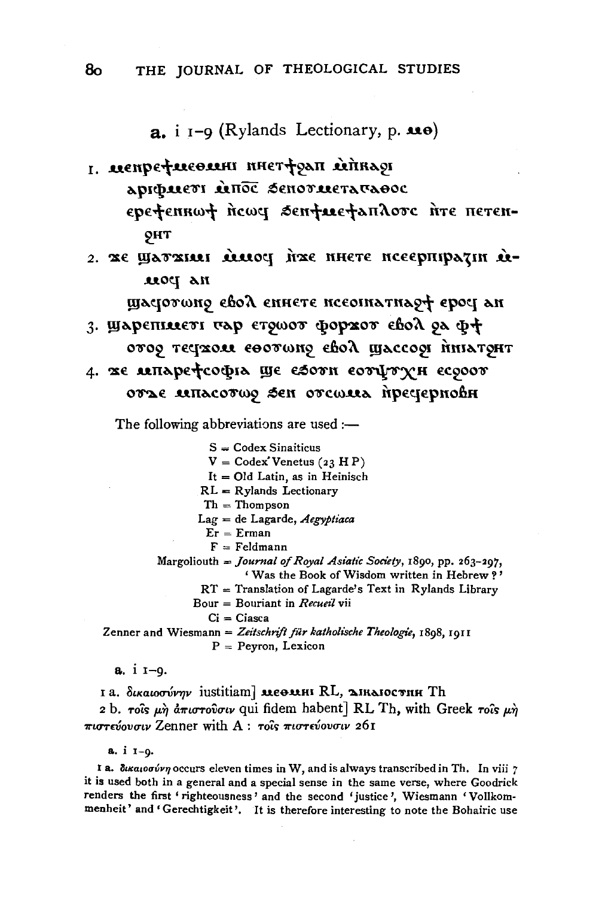**a.** i 1–9 (Rylands Lectionary, p. ⲙⲑ)

1. ⲙⲉⲛⲣⲉϯⲙⲉⲑⲙⲏⲓ ⲛⲏⲉⲧϯϩⲁⲡ ⲙ̀ⲡⲕⲁϩⲓ
   ⲁⲣⲓⲫⲙⲉⲩⲓ ⲙ̀ⲡⲟ̅ⲥ̅ ϧⲉⲛⲟⲩⲙⲉⲧⲁⲅⲁⲑⲟⲥ
   ⲉⲣⲉϯⲉⲛⲕⲱϯ ⲛ̀ⲥⲱϥ ϧⲉⲛϯⲙⲉϯⲁⲡⲗⲟⲩⲥ ⲛ̀ⲧⲉ ⲡⲉⲧⲉⲛϩⲏⲧ
2. ϫⲉ ϣⲁⲩϫⲓⲙⲓ ⲙ̀ⲙⲟϥ ⲛ̀ϫⲉ ⲛⲏⲉⲧⲉ ⲛⲥⲉⲉⲣⲡⲓⲣⲁⲍⲓⲛ ⲙ̀ⲙⲟϥ ⲁⲛ
   ϣⲁϥⲟⲩⲱⲛϩ ⲉⲃⲟⲗ ⲉⲛⲏⲉⲧⲉ ⲛⲥⲉⲟⲓⲛⲁⲧⲛⲁϩϯ ⲉⲣⲟϥ ⲁⲛ
3. ϣⲁⲣⲉⲛⲓⲙⲉⲩⲓ ⲅⲁⲣ ⲉⲧϩⲱⲟⲩ ⲫⲟⲣϫⲟⲩ ⲉⲃⲟⲗ ϩⲁ ⲫϯ
   ⲟⲩⲟϩ ⲧⲉϥϫⲟⲙ ⲉⲑⲟⲩⲱⲛϩ ⲉⲃⲟⲗ ϣⲁⲥⲥⲟϩⲓ ⲛ̀ⲛⲓⲁⲧϩⲏⲧ
4. ϫⲉ ⲙ̀ⲡⲁⲣⲉϯⲥⲟⲫⲓⲁ ϣⲉ ⲉϧⲟⲩⲛ ⲉⲟⲩⲯⲩⲭⲏ ⲉⲥϩⲟⲟⲩ
   ⲟⲩⲇⲉ ⲙ̀ⲡⲁⲥⲟⲩⲱϩ ϧⲉⲛ ⲟⲩⲥⲱⲙⲁ ⲛ̀ⲣⲉϥⲉⲣⲛⲟⲃⲓ

The following abbreviations are used :—

S = Codex Sinaiticus
V = Codex Venetus (23 H P)
It = Old Latin, as in Heinisch
RL = Rylands Lectionary
Th = Thompson
Lag = de Lagarde, *Aegyptiaca*
Er = Erman
F = Feldmann
Margoliouth = *Journal of Royal Asiatic Society*, 1890, pp. 263–297, 'Was the Book of Wisdom written in Hebrew ?'
RT = Translation of Lagarde's Text in Rylands Library
Bour = Bouriant in *Recueil* vii
Ci = Ciasca
Zenner and Wiesmann = *Zeitschrift für katholische Theologie*, 1898, 1911
P = Peyron, Lexicon

**a.** i 1–9.

1 a. δικαιοσύνην iustitiam] ⲙⲉⲑⲙⲏⲓ RL, ⲇⲓⲕⲁⲓⲟⲥⲩⲛⲏ Th

2 b. τοῖς μὴ ἀπιστοῦσιν qui fidem habent] RL Th, with Greek τοῖς μὴ πιστεύουσιν Zenner with A : τοῖς πιστεύουσιν 261

**a.** i 1–9.

1 a. δικαιοσύνη occurs eleven times in W, and is always transcribed in Th. In viii 7 it is used both in a general and a special sense in the same verse, where Goodrick renders the first 'righteousness' and the second 'justice', Wiesmann 'Vollkommenheit' and 'Gerechtigkeit'. It is therefore interesting to note the Bohairic use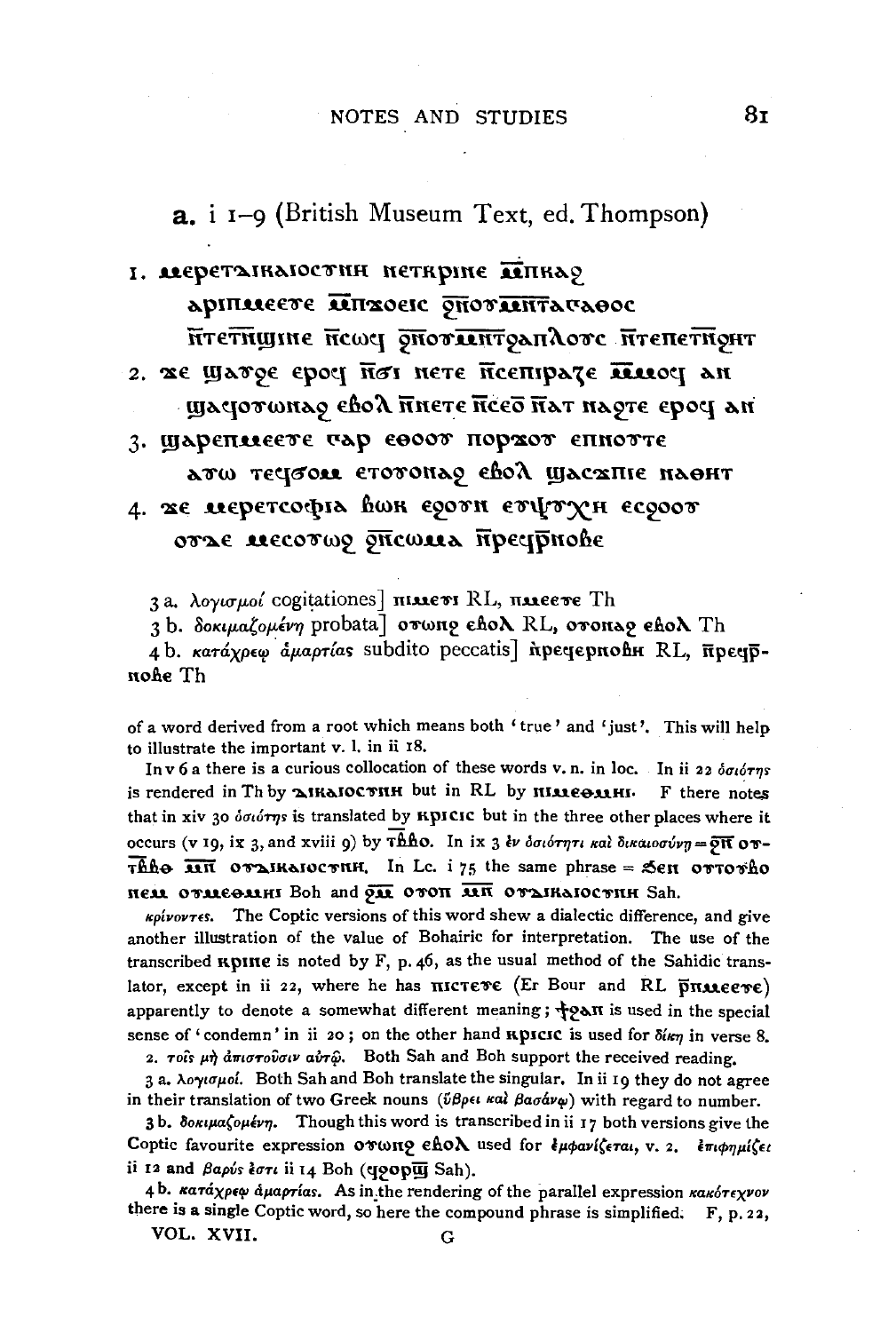**a.** i 1–9 (British Museum Text, ed. Thompson)

1. ⲙⲉⲣⲉⲧⲇⲓⲕⲁⲓⲟⲥⲩⲛⲏ ⲛⲉⲧⲕⲣⲓⲛⲉ ⲙ̅ⲡⲕⲁϩ
   ⲁⲣⲓⲡⲙⲉⲉⲩⲉ ⲙ̅ⲡϫⲟⲉⲓⲥ ϩ̅ⲛⲟⲩⲙ̅ⲛ̅ⲧⲁⲅⲁⲑⲟⲥ
   ⲛ̅ⲧⲉⲧⲛ̅ϣⲓⲛⲉ ⲛ̅ⲥⲱϥ ϩ̅ⲛⲟⲩⲙ̅ⲛ̅ⲧϩⲁⲡⲗⲟⲩⲥ ⲛ̅ⲧⲉⲡⲉⲧⲛ̅ϩⲏⲧ
2. ϫⲉ ϣⲁⲩϩⲉ ⲉⲣⲟϥ ⲛ̅ϭⲓ ⲛⲉⲧⲉ ⲛ̅ⲥⲉⲡⲓⲣⲁⲍⲉ ⲙ̅ⲙⲟϥ ⲁⲛ
   ϣⲁϥⲟⲩⲱⲛϩ ⲉⲃⲟⲗ ⲛ̅ⲛⲉⲧⲉ ⲛ̅ⲥⲉⲟ ⲛ̅ⲁⲧ ⲛⲁϩⲧⲉ ⲉⲣⲟϥ ⲁⲛ
3. ϣⲁⲣⲉⲡⲙⲉⲉⲩⲉ ⲅⲁⲣ ⲉⲑⲟⲟⲩ ⲡⲟⲣϫⲟⲩ ⲉⲡⲛⲟⲩⲧⲉ
   ⲁⲩⲱ ⲧⲉϥϭⲟⲙ ⲉⲧⲟⲩⲟⲛϩ ⲉⲃⲟⲗ ϣⲁⲥϫⲡⲓⲉ ⲛⲁⲑⲏⲧ
4. ϫⲉ ⲙⲉⲣⲉⲧⲥⲟⲫⲓⲁ ⲃⲱⲕ ⲉϩⲟⲩⲛ ⲉⲩⲯⲩⲭⲏ ⲉⲥϩⲟⲟⲩ
   ⲟⲩⲇⲉ ⲙⲉⲥⲟⲩⲱϩ ϩ̅ⲛⲥⲱⲙⲁ ⲛ̅ⲣⲉϥⲣ̅ⲛⲟⲃⲉ

3 a. λογισμοί cogitationes] ⲡⲙⲉⲩⲓ RL, ⲡⲙⲉⲉⲩⲉ Th

3 b. δοκιμαζομένη probata] ⲟⲩⲱⲛϩ ⲉⲃⲟⲗ RL, ⲟⲩⲟⲛⲁϩ ⲉⲃⲟⲗ Th

4 b. κατάχρεῳ ἁμαρτίας subdito peccatis] ⲛ̀ⲣⲉϥⲉⲣⲛⲟⲃⲓ RL, ⲛ̅ⲣⲉϥⲣ̅ⲛⲟⲃⲉ Th

of a word derived from a root which means both 'true' and 'just'. This will help to illustrate the important v. l. in ii 18.

In v 6 a there is a curious collocation of these words v. n. in loc. In ii 22 ὁσιότης is rendered in Th by ⲇⲓⲕⲁⲓⲟⲥⲩⲛⲏ but in RL by ⲡⲓⲙⲉⲑⲙⲏⲓ. F there notes that in xiv 30 ὁσιότης is translated by ⲕⲣⲓⲥⲓⲥ but in the three other places where it occurs (v 19, ix 3, and xviii 9) by ⲧⲃ̅ⲃⲟ. In ix 3 ἐν ὁσιότητι καὶ δικαιοσύνῃ = ϩ̅ⲛ ⲟⲩⲧⲃ̅ⲃⲟ ⲙⲛ̅ ⲟⲩⲇⲓⲕⲁⲓⲟⲥⲩⲛⲏ. In Lc. i 75 the same phrase = ϧⲉⲛ ⲟⲩⲧⲟⲩⲃⲟ ⲛⲉⲙ ⲟⲩⲙⲉⲑⲙⲏⲓ Boh and ϩ̅ⲙ ⲟⲩⲟⲛ ⲙⲛ̅ ⲟⲩⲇⲓⲕⲁⲓⲟⲥⲩⲛⲏ Sah.

*κρίνοντες*. The Coptic versions of this word shew a dialectic difference, and give another illustration of the value of Bohairic for interpretation. The use of the transcribed ⲕⲣⲓⲛⲉ is noted by F, p. 46, as the usual method of the Sahidic translator, except in ii 22, where he has ⲡⲓⲥⲧⲉⲩⲉ (Er Bour and RL ⲡ̅ⲙⲉⲉⲩⲉ) apparently to denote a somewhat different meaning; ϯϩⲁⲡ is used in the special sense of 'condemn' in ii 20; on the other hand ⲕⲣⲓⲥⲓⲥ is used for δίκη in verse 8.

2. τοῖς μὴ ἀπιστοῦσιν αὐτῷ. Both Sah and Boh support the received reading.

3 a. λογισμοί. Both Sah and Boh translate the singular. In ii 19 they do not agree in their translation of two Greek nouns (ὕβρει καὶ βασάνῳ) with regard to number.

3 b. δοκιμαζομένη. Though this word is transcribed in ii 17 both versions give the Coptic favourite expression ⲟⲩⲱⲛϩ ⲉⲃⲟⲗ used for ἐμφανίζεται, v. 2. ἐπιφημίζει ii 12 and βαρύς ἐστι ii 14 Boh (ϥϩⲟⲣϣ̅ Sah).

4 b. κατάχρεῳ ἁμαρτίας. As in the rendering of the parallel expression κακότεχνον there is a single Coptic word, so here the compound phrase is simplified. F, p. 22,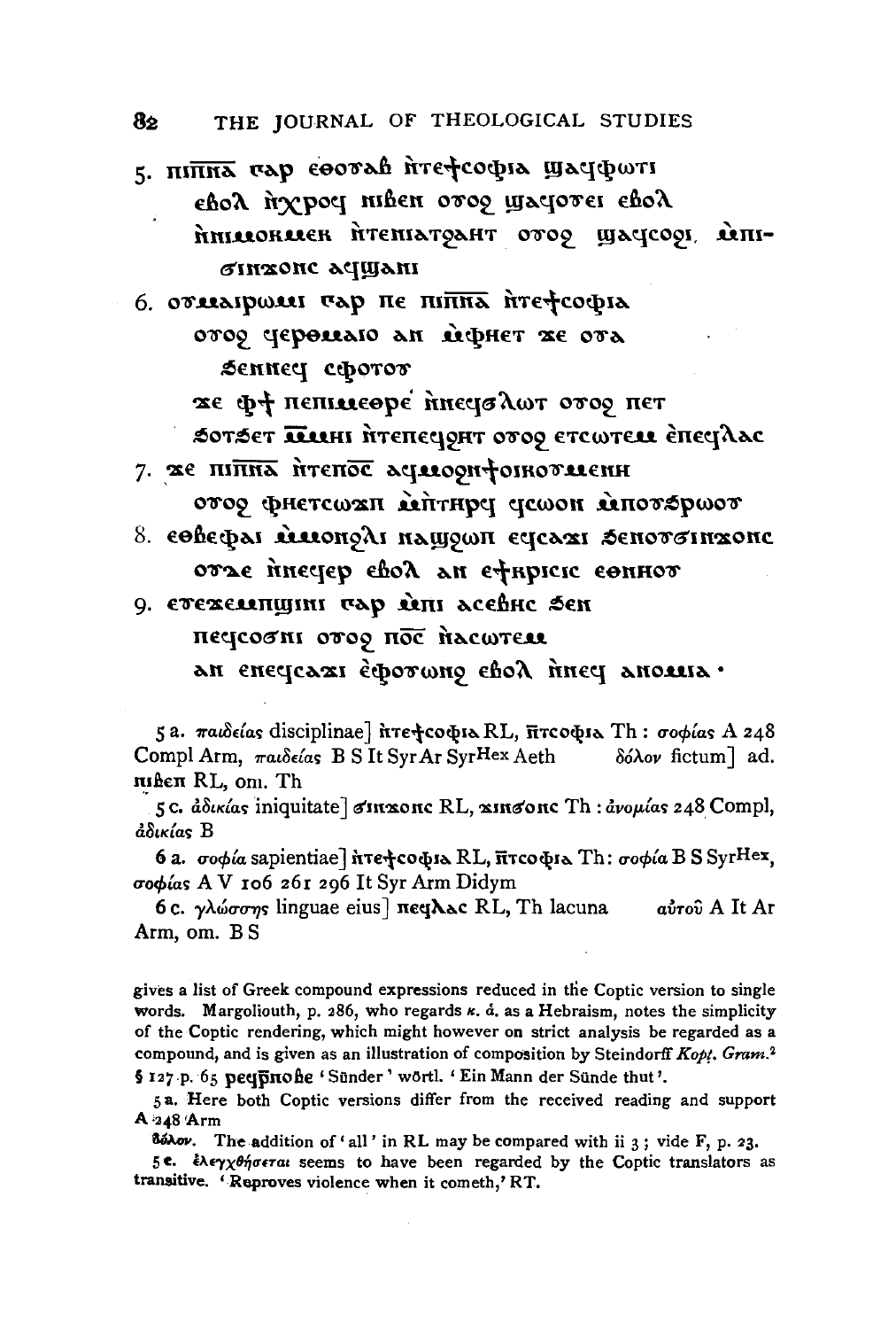5. ⲡⲓⲡ︦ⲛ︦ⲁ︦ ⲅⲁⲣ ⲉⲑⲟⲩⲁⲃ ⲛ̀ⲧⲉϯⲥⲟⲫⲓⲁ ϣⲁϥⲫⲱⲧ
ⲉⲃⲟⲗ ⲛ̀ϫⲣⲟϥ ⲛⲓⲃⲉⲛ ⲟⲩⲟϩ ϣⲁϥⲟⲩⲉⲓ ⲉⲃⲟⲗ
ⲛ̀ⲛⲓⲙⲟⲕⲙⲉⲕ ⲛ̀ⲧⲉⲛⲓⲁⲧϩⲁⲏⲧ ⲟⲩⲟϩ ϣⲁϥⲥⲟϩⲓ. ⲙ̀ⲡⲓ-
ϭⲓⲛϫⲟⲛⲥ ⲁϥϣⲁⲛⲓ

6. ⲟⲩⲙⲁⲓⲣⲱⲙⲓ ⲅⲁⲣ ⲡⲉ ⲡⲓⲡ︦ⲛ︦ⲁ︦ ⲛ̀ⲧⲉϯⲥⲟⲫⲓⲁ
ⲟⲩⲟϩ ϥⲉⲣⲑⲙⲁⲓⲟ ⲁⲛ ⲙ̀ⲫⲏⲉⲧ ϫⲉ ⲟⲩⲁ
ϧⲉⲛⲛⲉϥ ⲥⲫⲟⲧⲟⲩ
ϫⲉ ⲫϯ ⲡⲉⲡⲓⲙⲉⲑⲣⲉ ⲛ̀ⲛⲉϥϭⲗⲱⲧ ⲟⲩⲟϩ ⲡⲉⲧ
ϧⲟⲩϧⲉⲧ ⲙ̀ⲙⲏⲓ ⲛ̀ⲧⲉⲡⲉϥϩⲏⲧ ⲟⲩⲟϩ ⲉⲧⲥⲱⲧⲉⲙ ⲉ̀ⲡⲉϥⲗⲁⲥ

7. ϫⲉ ⲡⲓⲡ︦ⲛ︦ⲁ︦ ⲛ̀ⲧⲉⲡ︦ⲟ︦ⲥ︦ ⲁϥⲙⲟϩⲛϯⲟⲓⲕⲟⲩⲙⲉⲛⲏ
ⲟⲩⲟϩ ⲫⲏⲉⲧⲥⲱϫⲡ ⲙ̀ⲡⲧⲏⲣϥ ϥⲥⲱⲟⲛ ⲙ̀ⲡⲟⲩϧⲣⲱⲟⲩ

8. ⲉⲑⲃⲉⲫⲁⲓ ⲙ̀ⲙⲟⲛϩⲗⲓ ⲛⲁϣϩⲱⲡ ⲉϥⲥⲁϫⲓ ϧⲉⲛⲟⲩϭⲓⲛϫⲟⲛⲥ
ⲟⲩⲇⲉ ⲛ̀ⲛⲉϥⲉⲣ ⲉⲃⲟⲗ ⲁⲛ ⲉϯⲕⲣⲓⲥⲓⲥ ⲉⲑⲛⲏⲟⲩ

9. ⲉⲩⲉϫⲉⲙⲡϣⲓⲛⲓ ⲅⲁⲣ ⲙ̀ⲡⲓ ⲁⲥⲉⲃⲏⲥ ϧⲉⲛ
ⲡⲉϥⲥⲟϭⲛⲓ ⲟⲩⲟϩ ⲡ︦ⲟ︦ⲥ︦ ⲛ̀ⲁⲥⲱⲧⲉⲙ
ⲁⲛ ⲉⲛⲉϥⲥⲁϫⲓ ⲉ̀ⲫⲟⲩⲱⲛϩ ⲉⲃⲟⲗ ⲛ̀ⲛⲉϥ ⲁⲛⲟⲙⲓⲁ·

5 a. παιδείας disciplinae] ⲛ̀ⲧⲉϯⲥⲟⲫⲓⲁ RL, ⲛ̄ⲧⲥⲟⲫⲓⲁ Th : σοφίας A 248 Compl Arm, παιδείας B S It Syr Ar SyrHex Aeth  δόλον fictum] ad. ⲛⲓⲃⲉⲛ RL, om. Th

5 c. ἀδικίας iniquitate] ϭⲓⲛϫⲟⲛⲥ RL, ϫⲓⲛϭⲟⲛⲥ Th : ἀνομίας 248 Compl, ἀδικίας B

6 a. σοφία sapientiae] ⲛ̀ⲧⲉϯⲥⲟⲫⲓⲁ RL, ⲛ̄ⲧⲥⲟⲫⲓⲁ Th : σοφία B S SyrHex, σοφίας A V 106 261 296 It Syr Arm Didym

6 c. γλώσσης linguae eius] ⲡⲉϥⲗⲁⲥ RL, Th lacuna  αὐτοῦ A It Ar Arm, om. B S

gives a list of Greek compound expressions reduced in the Coptic version to single words. Margoliouth, p. 286, who regards κ. ἀ. as a Hebraism, notes the simplicity of the Coptic rendering, which might however on strict analysis be regarded as a compound, and is given as an illustration of composition by Steindorff *Kopt. Gram.*[2] § 127 p. 65 **ⲣⲉϥⲣ̄ⲛⲟⲃⲉ** 'Sünder' wörtl. 'Ein Mann der Sünde thut'.

5 a. Here both Coptic versions differ from the received reading and support A 248 Arm

δόλον. The addition of 'all' in RL may be compared with ii 3; vide F, p. 23.

5 c. ἐλεγχθήσεται seems to have been regarded by the Coptic translators as transitive. 'Reproves violence when it cometh,' RT.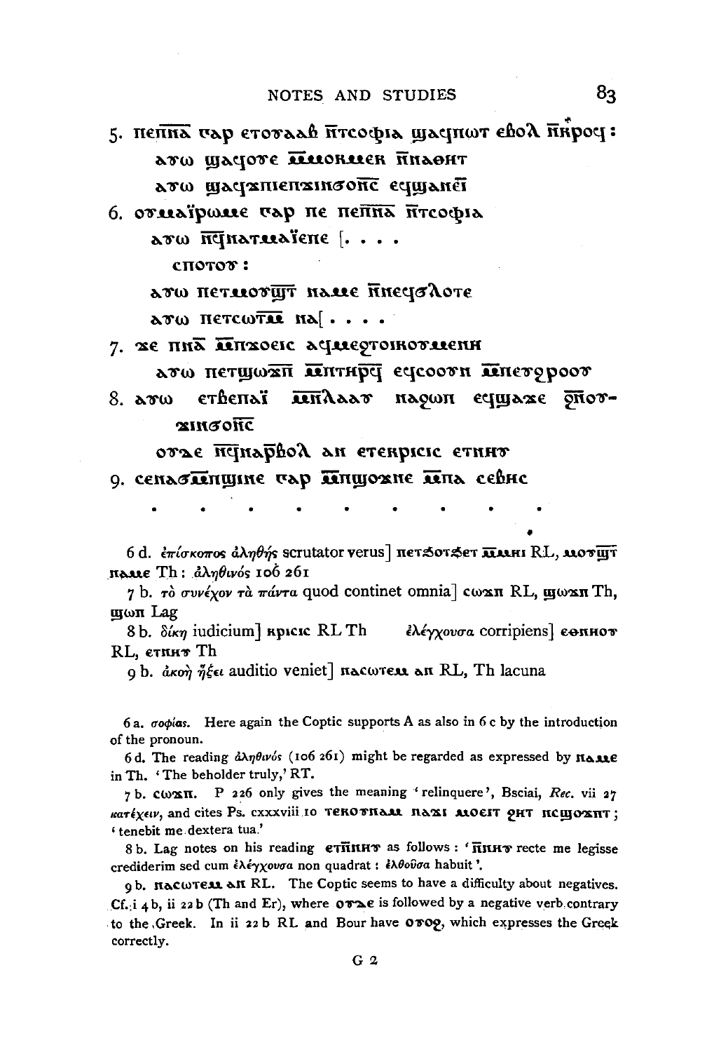5. ⲡⲉⲡⲛ̅ⲁ̅ ⲅⲁⲣ ⲉⲧⲟⲩⲁⲁⲃ ⲛ̅ⲧⲥⲟⲫⲓⲁ ϣⲁϥⲡⲱⲧ ⲉⲃⲟⲗ ⲛ̅ⲕⲣⲟϥ:
   ⲁⲩⲱ ϣⲁϥⲟⲩⲉ ⲙ̅ⲙⲟⲕⲙⲉⲕ ⲛ̅ⲛⲁⲑⲏⲧ
   ⲁⲩⲱ ϣⲁϥϫⲡⲓⲉⲡϫⲓⲛϭⲟⲛ̅ⲥ̅ ⲉϥϣⲁⲛⲉ̅ⲓ̅

6. ⲟⲩⲙⲁïⲣⲱⲙⲉ ⲅⲁⲣ ⲡⲉ ⲡⲉⲡⲛ̅ⲁ̅ ⲛ̅ⲧⲥⲟⲫⲓⲁ
   ⲁⲩⲱ ⲛ̅ϥⲛⲁⲧⲙⲁïⲉⲡⲉ [. . . .
      ⲥⲡⲟⲧⲟⲩ:
   ⲁⲩⲱ ⲡⲉⲧⲙⲟⲩϣ̅ⲧ̅ ⲛⲁⲙⲉ ⲛ̅ⲛⲉϥϭⲗⲟⲧⲉ
   ⲁⲩⲱ ⲡⲉⲧⲥⲱⲧⲙ̅ ⲛⲁ[. . . .

7. ϫⲉ ⲡⲛ̅ⲁ̅ ⲙ̅ⲡϫⲟⲉⲓⲥ ⲁϥⲙⲉϩⲧⲟⲓⲕⲟⲩⲙⲉⲛⲏ
   ⲁⲩⲱ ⲡⲉⲧϣⲱϫⲡ̅ ⲙ̅ⲡⲧⲏⲣϥ̅ ⲉϥⲥⲟⲟⲩⲛ ⲙ̅ⲡⲉⲩϩⲣⲟⲟⲩ

8. ⲁⲩⲱ ⲉⲧⲃⲉⲡⲁï ⲙ̅ⲛ̅ⲗⲁⲁⲩ ⲛⲁϩⲱⲡ ⲉϥϣⲁϫⲉ ϩⲛ̅ⲟⲩϫⲓⲛϭⲟⲛ̅ⲥ̅
   ⲟⲩⲇⲉ ⲛ̅ϥⲛⲁⲣ̅ⲃⲟⲗ ⲁⲛ ⲉⲧⲉⲕⲣⲓⲥⲓⲥ ⲉⲧⲛⲏⲩ

9. ⲥⲉⲛⲁϭⲙ̅ⲡϣⲓⲛⲉ ⲅⲁⲣ ⲙ̅ⲡϣⲟϫⲛⲉ ⲙ̅ⲡⲁ ⲥⲉⲃⲏⲥ

. . . . . . . . . . .

6 d. ἐπίσκοπος ἀληθής scrutator verus] ⲡⲉⲧϭⲟⲩϭⲉⲧ ⲙ̅ⲙⲏⲓ RL, ⲙⲟⲩϣ̅ⲧ̅ ⲛⲁⲙⲉ Th: ἀληθινός 106 261

7 b. τὸ συνέχον τὰ πάντα quod continet omnia] ⲥⲱϫⲡ RL, ϣⲱϫⲡ Th, ϣⲱⲡ Lag

8 b. δίκη iudicium] ⲕⲣⲓⲥⲓⲥ RL Th   ἐλέγχουσα corripiens] ⲉⲑⲛⲏⲟⲩ RL, ⲉⲧⲛⲏⲩ Th

9 b. ἀκοὴ ἥξει auditio veniet] ⲛⲁⲥⲱⲧⲉⲙ ⲁⲛ RL, Th lacuna

6 a. *σοφίας*. Here again the Coptic supports A as also in 6 c by the introduction of the pronoun.

6 d. The reading ἀληθινός (106 261) might be regarded as expressed by ⲛⲁⲙⲉ in Th. 'The beholder truly,' RT.

7 b. ⲥⲱϫⲡ. P 226 only gives the meaning 'relinquere', Bsciai, *Rec.* vii 27 *κατέχειν*, and cites Ps. cxxxviii 10 ⲧⲉⲕⲟⲩⲛⲁⲙ ⲛⲁϫⲓ ⲙⲟⲉⲓⲧ ϩⲏⲧ ⲛⲥϣⲟϫⲡⲧ; 'tenebit me dextera tua.'

8 b. Lag notes on his reading ⲉⲧⲛ̅ⲛⲏⲩ as follows: 'ⲛ̅ⲛⲏⲩ recte me legisse crediderim sed cum ἐλέγχουσα non quadrat: ἐλθοῦσα habuit'.

9 b. ⲛⲁⲥⲱⲧⲉⲙ ⲁⲛ RL. The Coptic seems to have a difficulty about negatives. Cf. i 4 b, ii 22 b (Th and Er), where ⲟⲩⲇⲉ is followed by a negative verb contrary to the Greek. In ii 22 b RL and Bour have ⲟⲩⲟϩ, which expresses the Greek correctly.

G 2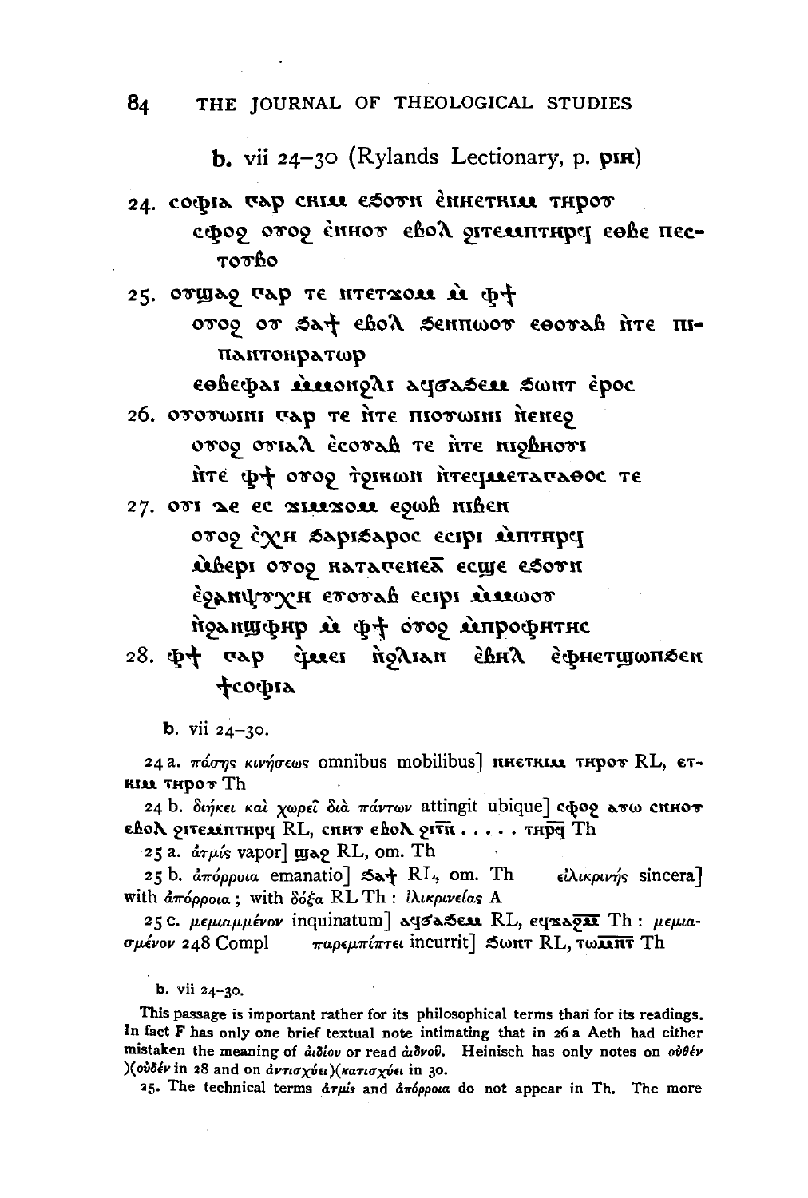**b.** vii 24–30 (Rylands Lectionary, p. ρΙΗ)

24. ⲥⲟⲫⲓⲁ ⲅⲁⲣ ⲥⲛⲓⲙ ⲉϧⲟⲩⲛ ⲉ̀ⲛⲛⲉⲧⲕⲓⲙ ⲧⲏⲣⲟⲩ
 ⲥⲫⲟϩ ⲟⲩⲟϩ ⲉ̀ⲛⲛⲟⲩ ⲉⲃⲟⲗ ϩⲓⲧⲉⲙⲡⲧⲏⲣϥ ⲉⲑⲃⲉ ⲡⲉⲥⲧⲟⲩⲃⲟ

25. ⲟⲩϣⲁϩ ⲅⲁⲣ ⲧⲉ ⲛⲧⲉⲧϫⲟⲙ ⲙ̀ ⲫ︦ⲧ︦
 ⲟⲩⲟϩ ⲟⲩ ϧⲁϯ ⲉⲃⲟⲗ ϧⲉⲛⲡⲱⲟⲩ ⲉⲑⲟⲩⲁⲃ ⲛ̀ⲧⲉ ⲡⲓⲡⲁⲛⲧⲟⲕⲣⲁⲧⲱⲣ
 ⲉⲑⲃⲉⲫⲁⲓ ⲙ̀ⲙⲟⲛϩⲗⲓ ⲁϥϭⲁϧⲉⲙ ϧⲱⲛⲧ ⲉ̀ⲣⲟⲥ

26. ⲟⲩⲟⲩⲱⲓⲛⲓ ⲅⲁⲣ ⲧⲉ ⲛ̀ⲧⲉ ⲡⲓⲟⲩⲱⲓⲛⲓ ⲛ̀ⲉⲛⲉϩ
 ⲟⲩⲟϩ ⲟⲩⲓⲁⲗ ⲉ̀ⲥⲟⲩⲁⲃ ⲧⲉ ⲛ̀ⲧⲉ ⲛⲓϩⲃⲏⲟⲩⲓ
 ⲛ̀ⲧⲉ ⲫ︦ⲧ︦ ⲟⲩⲟϩ ⲧ̀ϩⲓⲕⲱⲛ ⲛ̀ⲧⲉϥⲙⲉⲧⲁⲅⲁⲑⲟⲥ ⲧⲉ

27. ⲟⲩⲓ ⲇⲉ ⲉⲥ ϫⲉⲙϫⲟⲙ ⲉϩⲱⲃ ⲛⲓⲃⲉⲛ
 ⲟⲩⲟϩ ⲉ̀ⲭⲏ ϧⲁⲣⲓϧⲁⲣⲟⲥ ⲉⲥⲓⲣⲓ ⲙ̀ⲡⲧⲏⲣϥ
 ⲙ̀ⲃⲉⲣⲓ ⲟⲩⲟϩ ⲕⲁⲧⲁⲅⲉⲛⲉⲁ̅ ⲉⲥϣⲉ ⲉϧⲟⲩⲛ
 ⲉ̀ϩⲁⲛⲯⲩⲭⲏ ⲉⲩⲟⲩⲁⲃ ⲉⲥⲓⲣⲓ ⲙ̀ⲙⲱⲟⲩ
 ⲛ̀ϩⲁⲛϣⲫⲏⲣ ⲙ̀ ⲫ︦ⲧ︦ ⲟ̀ⲩⲟϩ ⲙ̀ⲡⲣⲟⲫⲏⲧⲏⲥ

28. ⲫ︦ⲧ︦ ⲅⲁⲣ ϥ̀ⲙⲉⲓ ⲛ̀ϩⲗⲓⲁⲛ ⲉ̀ⲃⲏⲗ ⲉ̀ⲫⲏⲉⲧϣⲱⲡϧⲉⲛ ϯⲥⲟⲫⲓⲁ

b. vii 24–30.

24 a. πάσης κινήσεως omnibus mobilibus] ⲛⲛⲉⲧⲕⲓⲙ ⲧⲏⲣⲟⲩ RL, ⲉⲧⲕⲓⲙ ⲧⲏⲣⲟⲩ Th

24 b. διήκει καὶ χωρεῖ διὰ πάντων attingit ubique] ⲥⲫⲟϩ ⲁⲩⲱ ⲥⲛⲏⲟⲩ ⲉⲃⲟⲗ ϩⲓⲧⲉⲙⲡⲧⲏⲣϥ RL, ⲥⲛⲏⲩ ⲉⲃⲟⲗ ϩⲓⲧ︦ⲛ︦ . . . . . ⲧⲏⲣ︦ϥ︦ Th

25 a. ἀτμίς vapor] ϣⲁϩ RL, om. Th

25 b. ἀπόρροια emanatio] ϧⲁϯ RL, om. Th  εἰλικρινής sincera] with ἀπόρροια; with δόξα RL Th: ἰλικρινείας A

25 c. μεμιαμμένον inquinatum] ⲁϥϭⲁϧⲉⲙ RL, ⲉϥϫⲁϩ︦ⲙ︦ Th: μεμιασμένον 248 Compl  παρεμπίπτει incurrit] ϧⲱⲛⲧ RL, ⲧⲱⲙ︦ⲛ︦ⲧ︦ Th

b. vii 24–30.

This passage is important rather for its philosophical terms than for its readings. In fact F has only one brief textual note intimating that in 26 a Aeth had either mistaken the meaning of ἀιδίου or read ἀιδνοῦ. Heinisch has only notes on οὐθέν )(οὐδέν in 28 and on ἀντισχύει)(κατισχύει in 30.

25. The technical terms ἀτμίς and ἀπόρροια do not appear in Th. The more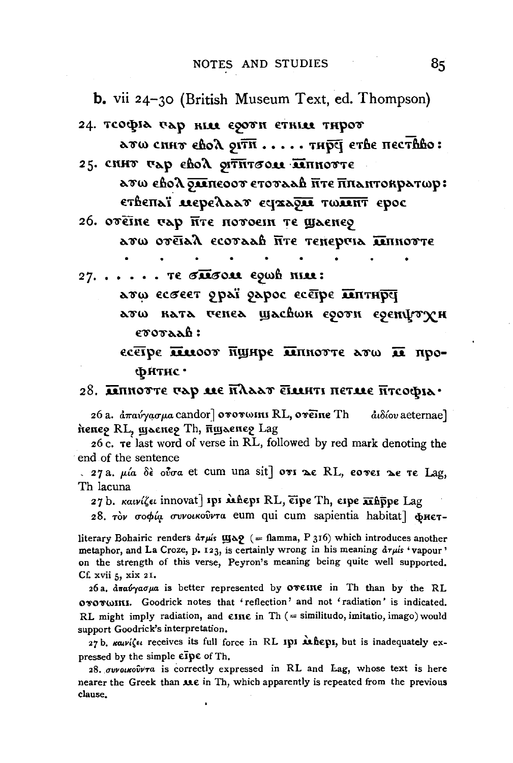**b.** vii 24–30 (British Museum Text, ed. Thompson)

24. ⲧⲥⲟⲫⲓⲁ ⲅⲁⲣ ⲕⲓⲙ ⲉϩⲟⲩⲛ ⲉⲧⲕⲓⲙ ⲧⲏⲣⲟⲩ
ⲁⲩⲱ ⲥⲛⲏⲩ ⲉⲃⲟⲗ ϩⲓⲧⲛ̄ . . . . . ⲧⲏⲣϥ̄ ⲉⲧⲃⲉ ⲡⲉⲥⲧⲃ̄ⲃⲟ :

25. ⲥⲛⲏⲩ ⲅⲁⲣ ⲉⲃⲟⲗ ϩⲓⲧⲛ̄ⲧϭⲟⲙ ⲙ̄ⲡⲛⲟⲩⲧⲉ
ⲁⲩⲱ ⲉⲃⲟⲗ ϩⲙ̄ⲡⲉⲟⲟⲩ ⲉⲧⲟⲩⲁⲁⲃ ⲛ̄ⲧⲉ ⲡ̄ⲡⲁⲛⲧⲟⲕⲣⲁⲧⲱⲣ :
ⲉⲧⲃⲉⲡⲁⲓ̈ ⲙⲉⲣⲉⲗⲁⲁⲩ ⲉϥϫⲁϩⲙ̄ ⲧⲱⲙⲛ̄ⲧ ⲉⲣⲟⲥ

26. ⲟⲩⲉⲓ̄ⲛⲉ ⲅⲁⲣ ⲛ̄ⲧⲉ ⲡⲟⲩⲟⲉⲓⲛ ⲧⲉ ϣⲁⲉⲛⲉϩ
ⲁⲩⲱ ⲟⲩⲉⲓ̄ⲁⲗ ⲉⲥⲟⲩⲁⲁⲃ ⲛ̄ⲧⲉ ⲧⲉⲛⲉⲣⲅⲓⲁ ⲙ̄ⲡⲛⲟⲩⲧⲉ
. . . . . . . . .

27. . . . . . ⲧⲉ ϭⲙ̄ϭⲟⲙ ⲉϩⲱⲃ ⲛⲓⲙ :
ⲁⲩⲱ ⲉⲥϭⲉⲉⲧ ϩⲣⲁⲓ̈ ϩⲁⲣⲟⲥ ⲉⲥⲉⲓ̄ⲣⲉ ⲙ̄ⲡⲧⲏⲣϥ̄
ⲁⲩⲱ ⲕⲁⲧⲁ ⲅⲉⲛⲉⲁ ϣⲁⲥⲃⲱⲕ ⲉϩⲟⲩⲛ ⲉϩⲉⲛⲯⲩⲭⲏ ⲉⲩⲟⲩⲁⲁⲃ :
ⲉⲥⲉⲓ̄ⲣⲉ ⲙ̄ⲙⲟⲟⲩ ⲛ̄ϣⲏⲣⲉ ⲙ̄ⲡⲛⲟⲩⲧⲉ ⲁⲩⲱ ⲙ̄ ⲡⲣⲟⲫⲏⲧⲏⲥ ·

28. ⲙ̄ⲡⲛⲟⲩⲧⲉ ⲅⲁⲣ ⲙⲉ ⲛ̄ⲗⲁⲁⲩ ⲉ̄ⲓⲙⲏⲧⲓ ⲡⲉⲧⲙⲉ ⲛ̄ⲧⲥⲟⲫⲓⲁ ·

26 a. ἀπαύγασμα candor] ⲟⲩⲟⲩⲱⲓⲛⲓ RL, ⲟⲩⲉⲓ̄ⲛⲉ Th ἀιδίου aeternae] ⲛⲉⲛⲉϩ RL, ϣⲁⲉⲛⲉϩ Th, ⲛ̄ϣⲁⲉⲛⲉϩ Lag

26 c. ⲧⲉ last word of verse in RL, followed by red mark denoting the end of the sentence

27 a. μία δὲ οὖσα et cum una sit] ⲟⲩⲓ ⲇⲉ RL, ⲉⲟⲩⲉⲓ ⲇⲉ ⲧⲉ Lag, Th lacuna

27 b. καινίζει innovat] ⲓⲣⲓ ⲙ̀ⲃⲉⲣⲓ RL, ⲉ̄ⲓⲣⲉ Th, ⲉⲓⲣⲉ ⲙ̄ⲃ̄ⲣⲣⲉ Lag

28. τὸν σοφίᾳ συνοικοῦντα eum qui cum sapientia habitat] ⲫⲏⲉⲧ-

literary Bohairic renders ἀτμίς ϣⲁϩ (= flamma, P 316) which introduces another metaphor, and La Croze, p. 123, is certainly wrong in his meaning ἀτμίς 'vapour' on the strength of this verse, Peyron's meaning being quite well supported. Cf. xvii 5, xix 21.

26 a. ἀπαύγασμα is better represented by ⲟⲩⲉⲓⲛⲉ in Th than by the RL ⲟⲩⲟⲩⲱⲓⲛⲓ. Goodrick notes that 'reflection' and not 'radiation' is indicated. RL might imply radiation, and ⲉⲓⲛⲉ in Th (= similitudo, imitatio, imago) would support Goodrick's interpretation.

27 b. καινίζει receives its full force in RL ⲓⲣⲓ ⲙ̀ⲃⲉⲣⲓ, but is inadequately expressed by the simple ⲉ̄ⲓⲣⲉ of Th.

28. συνοικοῦντα is correctly expressed in RL and Lag, whose text is here nearer the Greek than ⲙⲉ in Th, which apparently is repeated from the previous clause.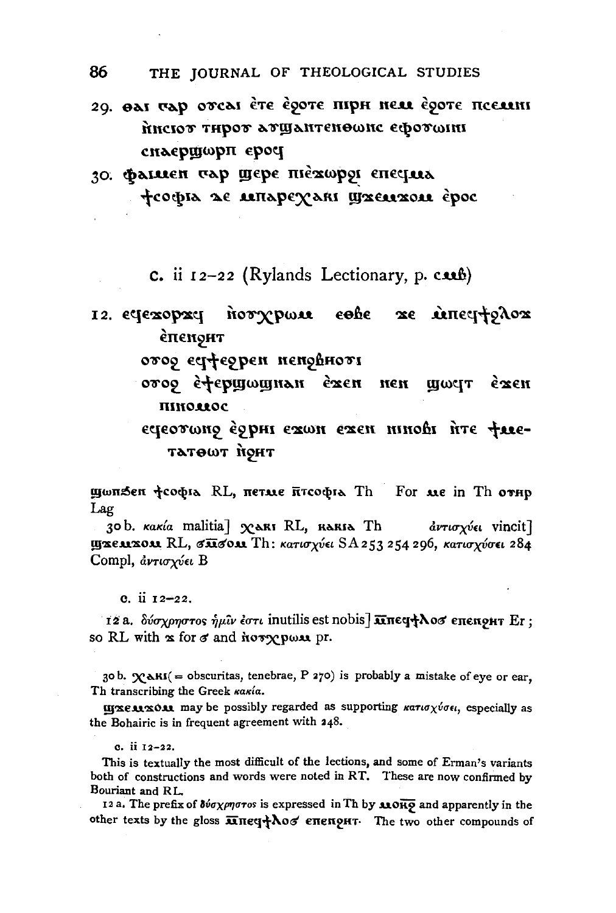29. ϩⲁⲓ ⲅⲁⲣ ⲟⲩⲥⲁⲓ ⲉ̀ⲧⲉ ⲉ̀ϩⲟⲧⲉ ⲡⲓⲣⲏ ⲛⲉⲙ ⲉ̀ϩⲟⲧⲉ ⲡⲥⲉⲙⲏⲓ ⲛ̀ⲛⲥⲓⲟⲩ ⲧⲏⲣⲟⲩ ⲁⲩϣⲁⲛⲧⲉⲛⲑⲱⲛⲥ ⲉϥⲟⲩⲱⲓⲛⲓ ⲥⲛⲁⲉⲣϣⲱⲣⲡ ⲉⲣⲟϥ

30. ⲫⲁⲓⲙⲉⲛ ⲅⲁⲣ ϣⲉⲣⲉ ⲡⲓⲉ̀ϫⲱⲣϩⲓ ⲉⲛⲉϥⲙⲁ ϯⲥⲟⲫⲓⲁ ⲇⲉ ⲙⲡⲁⲣⲉⲭⲁⲕⲓ ϣϫⲉⲙϫⲟⲙ ⲉ̀ⲣⲟⲥ

## c. ii 12–22 (Rylands Lectionary, p. ⲥⲙⲃ)

12. ⲉϥⲉϫⲟⲣϫϥ ⲛ̀ⲟⲩⲭⲣⲱⲙ ⲉⲑⲃⲉ ϫⲉ ⲙ̀ⲡⲉϥϯϩⲗⲟϫ ⲉ̀ⲡⲉⲛϩⲏⲧ

ⲟⲩⲟϩ ⲉϥϯⲉϩⲣⲉⲛ ⲛⲉⲛϩⲃⲏⲟⲩⲓ

ⲟⲩⲟϩ ⲉ̀ϯⲉⲣϣⲱϣⲛⲁⲛ ⲉ̀ϫⲉⲛ ⲛⲉⲛ ϣⲱϥⲧ ⲉ̀ϫⲉⲛ ⲡⲓⲛⲟⲙⲟⲥ

ⲉϥⲉⲟⲩⲱⲛϩ ⲉ̀ϩⲣⲏⲓ ⲉϫⲱⲛ ⲉϫⲉⲛ ⲛⲓⲛⲟⲃⲓ ⲛ̀ⲧⲉ ϯⲙⲉⲧⲁⲧⲑⲱⲧ ⲛ̀ϩⲏⲧ

ϣⲱⲡϧⲉⲛ ϯⲥⲟⲫⲓⲁ RL, ⲡⲉⲧⲙⲉ ⲛ̄ⲧⲥⲟⲫⲓⲁ Th  For ⲙⲉ in Th ⲟⲩⲏⲣ Lag

30 b. *κακία* malitia] ⲭⲁⲕⲓ RL, ⲕⲁⲕⲓⲁ Th  *ἀντισχύει* vincit] ϣϫⲉⲙϫⲟⲙ RL, ϭⲙ̄ϭⲟⲙ Th: *κατισχύει* SA 253 254 296, *κατισχύσει* 284 Compl, *ἀντισχύει* B

c. ii 12–22.

12 a. *δύσχρηστος ἡμῖν ἐστι* inutilis est nobis] ⲙ̄ⲡⲉϥϯⲗⲟϭ ⲉⲡⲉⲛϩⲏⲧ Er; so RL with ϫ for ϭ and ⲛ̀ⲟⲩⲭⲣⲱⲙ pr.

30 b. ⲭⲁⲕⲓ (= obscuritas, tenebrae, P 270) is probably a mistake of eye or ear, Th transcribing the Greek *κακία*.

ϣϫⲉⲙϫⲟⲙ may be possibly regarded as supporting *κατισχύσει*, especially as the Bohairic is in frequent agreement with 248.

c. ii 12–22.

This is textually the most difficult of the lections, and some of Erman's variants both of constructions and words were noted in RT. These are now confirmed by Bouriant and RL.

12 a. The prefix of *δύσχρηστος* is expressed in Th by ⲙⲟⲕ̄ϩ and apparently in the other texts by the gloss ⲙ̄ⲡⲉϥϯⲗⲟϭ ⲉⲡⲉⲛϩⲏⲧ. The two other compounds of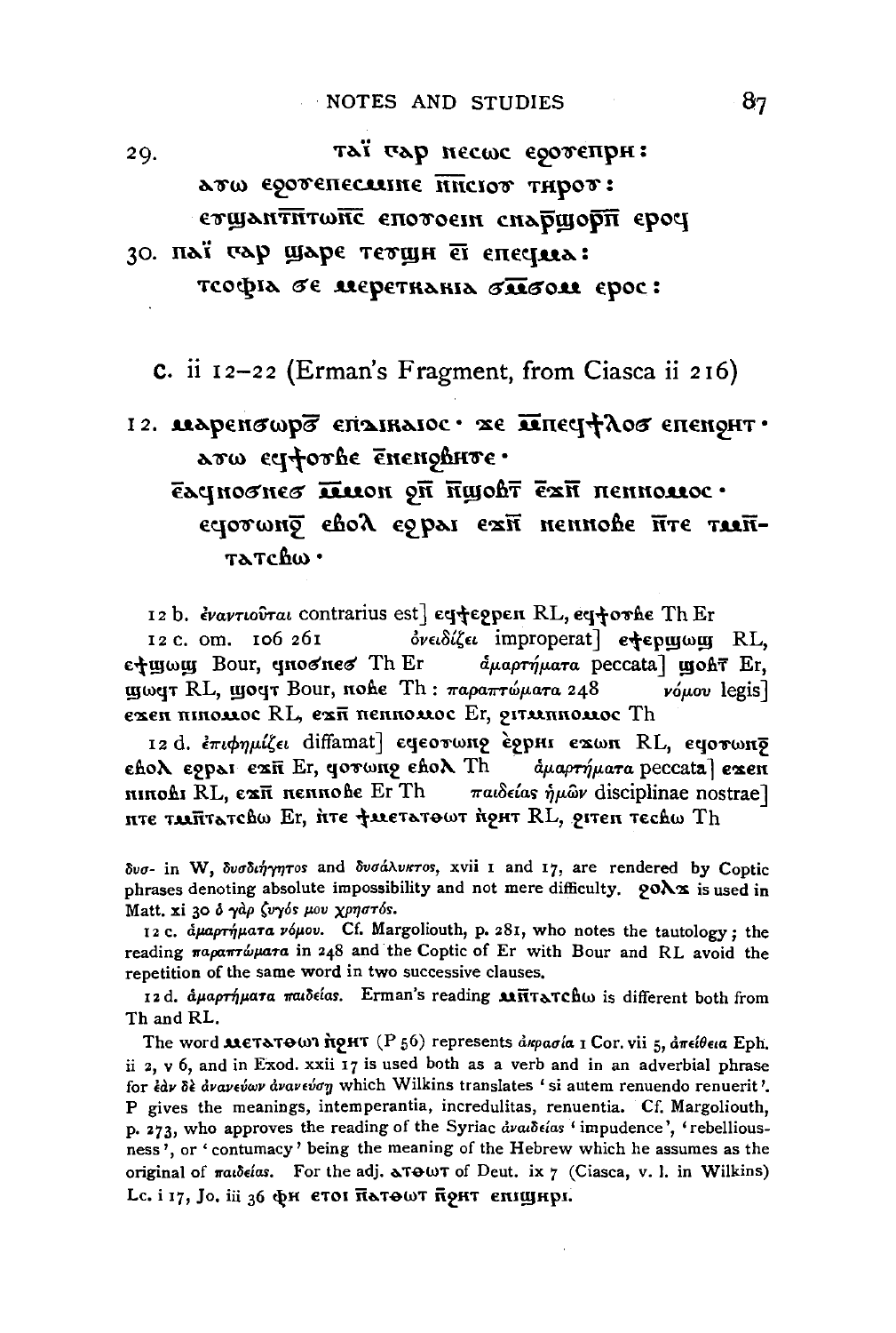29. ⲧⲁⲓ̈ ⲅⲁⲣ ⲛⲉⲥⲱⲥ ϩⲟⲩⲉⲛⲣⲏ:

ⲁⲩⲱ ϩⲟⲩⲉⲛⲉⲥⲙⲏⲛⲉ ⲙ̅ⲡⲥⲓⲟⲩ ⲧⲏⲣⲟⲩ:

ⲉⲩϣⲁⲛⲧ̅ⲡ̅ⲧⲱⲛ̅ⲥ̅ ⲉⲛⲟⲩⲟⲉⲓⲛ ⲥⲛⲁⲣ̅ϣⲟⲣ̅ⲡ̅ ⲉⲣⲟϥ

30. ⲡⲁⲓ̈ ⲅⲁⲣ ϣⲁⲣⲉ ⲧⲉⲩϣⲏ ⲉ̅ⲓ̅ ⲉⲡⲉϥⲙⲁ:

ⲧⲥⲟⲫⲓⲁ ϭⲉ ⲙⲉⲣⲉⲧⲕⲁⲕⲓⲁ ϭ̅ⲙ̅ϭⲟⲙ ⲉⲣⲟⲥ:

## C. ii 12–22 (Erman's Fragment, from Ciasca ii 216)

12. ⲙⲁⲣⲉⲛϭⲱⲣϭ̅ ⲉⲡ̅ⲇⲓⲕⲁⲓⲟⲥ· ϫⲉ ⲙ̅ⲡⲉϥϯⲗⲟϭ ⲉⲡⲉⲛϩⲏⲧ·

ⲁⲩⲱ ⲉϥϯⲟⲩⲃⲉ ⲉ̅ⲛⲉⲛϩⲃⲏⲩⲉ·

ⲉ̅ⲁϥⲛⲟϭⲛⲉϭ ⲙ̅ⲙⲟⲛ ϩⲛ̅ ⲛ̅ϣⲟⲃⲧ̅ ⲉ̅ϫⲛ̅ ⲡⲉⲛⲛⲟⲙⲟⲥ·

ⲉϥⲟⲩⲱⲛϩ̅ ⲉⲃⲟⲗ ⲉϩⲣⲁⲓ ⲉϫⲛ̅ ⲛⲉⲛⲛⲟⲃⲉ ⲛ̅ⲧⲉ ⲧⲙⲛ̅-ⲧⲁⲧⲥⲃⲱ·

12 b. ἐναντιοῦται contrarius est] ⲉϥϯⲉϩⲣⲉⲛ RL, ⲉϥϯⲟⲩⲃⲉ Th Er

12 c. om. 106 261 ὀνειδίζει improperat] ⲉϥϯⲉⲣϣⲱϣ RL, ⲉϥϯϣⲱϣ Bour, ϥⲛⲟϭⲛⲉϭ Th Er ἁμαρτήματα peccata] ϣⲟⲃⲧ̅ Er, ϣⲱϥⲧ RL, ϣⲟϥⲧ Bour, ⲛⲟⲃⲉ Th : παραπτώματα 248 νόμου legis] ⲉϫⲉⲛ ⲡⲓⲛⲟⲙⲟⲥ RL, ⲉϫⲛ̅ ⲡⲉⲛⲛⲟⲙⲟⲥ Er, ϩⲓⲧⲙⲛⲛⲟⲙⲟⲥ Th

12 d. ἐπιφημίζει diffamat] ⲉϥⲉⲟⲩⲱⲛϩ ⲉ̀ϩⲣⲏⲓ ⲉϫⲱⲛ RL, ⲉϥⲟⲩⲱⲛϩ̅ ⲉⲃⲟⲗ ⲉϩⲣⲁⲓ ⲉϫⲛ̅ Er, ϥⲟⲩⲱⲛϩ ⲉⲃⲟⲗ Th ἁμαρτήματα peccata] ⲉϫⲉⲛ ⲛⲓⲛⲟⲃⲓ RL, ⲉϫⲛ̅ ⲛⲉⲛⲛⲟⲃⲉ Er Th παιδείας ἡμῶν disciplinae nostrae] ⲛ̅ⲧⲉ ⲧⲙⲛ̅ⲧⲁⲧⲥⲃⲱ Er, ⲛ̀ⲧⲉ ϯⲙⲉⲧⲁⲧⲑⲱⲧ ⲛ̀ϩⲏⲧ RL, ϩⲓⲧⲉⲛ ⲧⲉⲥⲃⲱ Th

δυσ- in W, δυσδιήγητος and δυσάλυκτος, xvii 1 and 17, are rendered by Coptic phrases denoting absolute impossibility and not mere difficulty. ϩⲟⲗϫ is used in Matt. xi 30 ὁ γὰρ ζυγός μου χρηστός.

12 c. ἁμαρτήματα νόμου. Cf. Margoliouth, p. 281, who notes the tautology; the reading παραπτώματα in 248 and the Coptic of Er with Bour and RL avoid the repetition of the same word in two successive clauses.

12 d. ἁμαρτήματα παιδείας. Erman's reading ⲙⲛ̅ⲧⲁⲧⲥⲃⲱ is different both from Th and RL.

The word ⲙⲉⲧⲁⲧⲑⲱⲧ ⲛ̀ϩⲏⲧ (P 56) represents ἀκρασία 1 Cor. vii 5, ἀπείθεια Eph. ii 2, v 6, and in Exod. xxii 17 is used both as a verb and in an adverbial phrase for ἐὰν δὲ ἀνανεύων ἀνανεύσῃ which Wilkins translates 'si autem renuendo renuerit'. P gives the meanings, intemperantia, incredulitas, renuentia. Cf. Margoliouth, p. 273, who approves the reading of the Syriac ἀναιδείας 'impudence', 'rebelliousness', or 'contumacy' being the meaning of the Hebrew which he assumes as the original of παιδείας. For the adj. ⲁⲧⲑⲱⲧ of Deut. ix 7 (Ciasca, v. l. in Wilkins) Lc. i 17, Jo. iii 36 ⲫⲏ ⲉⲧⲟⲓ ⲛ̅ⲁⲧⲑⲱⲧ ⲛ̅ϩⲏⲧ ⲉⲡϣⲏⲣⲓ.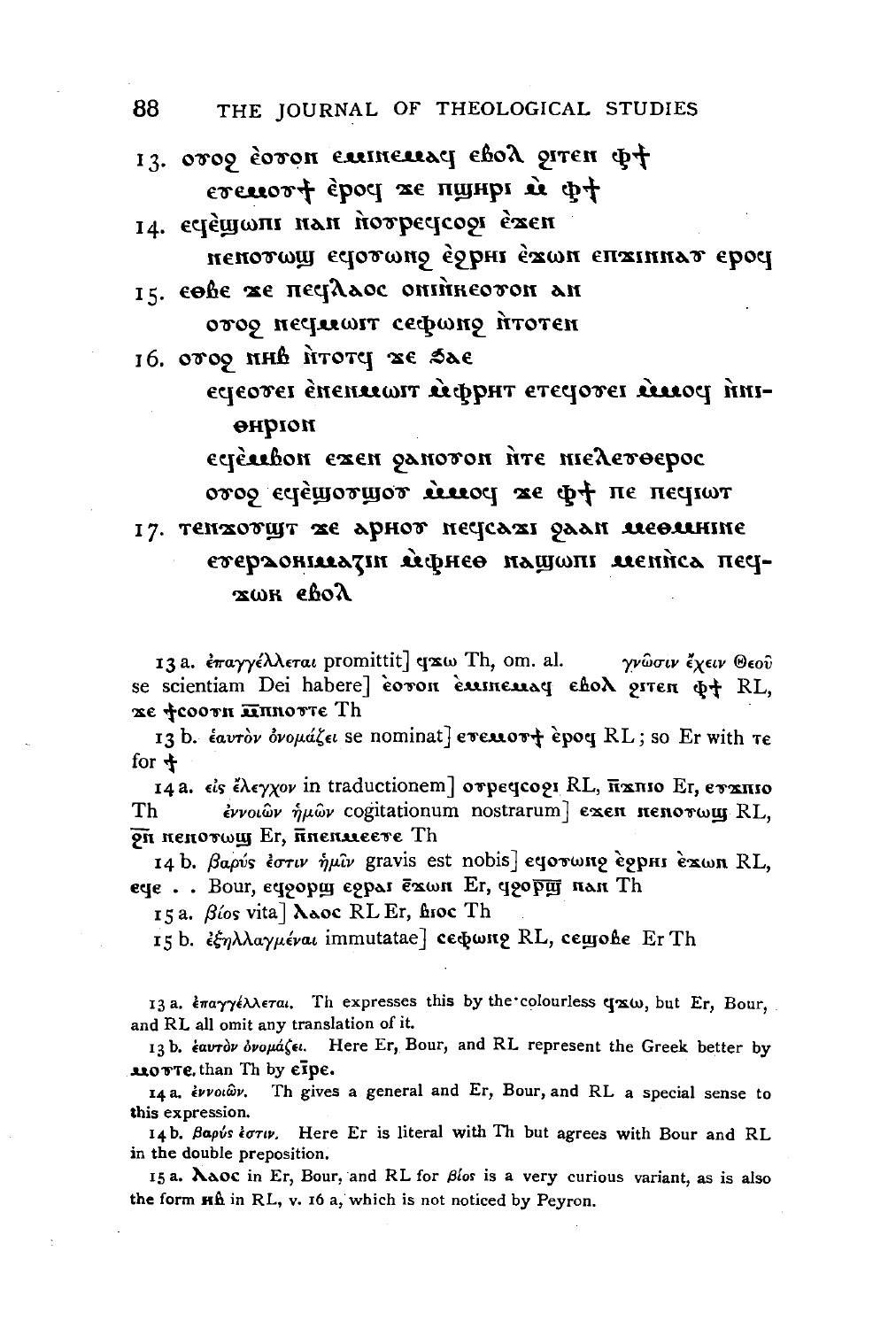13. ⲟⲩⲟϩ ⲉ̀ⲟⲩⲟⲛ ⲉⲙⲙⲉⲙⲁϥ ⲉⲃⲟⲗ ϩⲓⲧⲉⲛ ⲫϯ
ⲉⲩⲉⲙⲟⲩϯ ⲉ̀ⲣⲟϥ ϫⲉ ⲡϣⲏⲣⲓ ⲙ̀ ⲫϯ

14. ⲉϥⲉ̀ϣⲱⲡⲓ ⲛⲁⲛ ⲛ̀ⲟⲩⲣⲉϥⲥⲟϩⲓ ⲉ̀ϫⲉⲛ
ⲛⲉⲛⲟⲩⲱϣ ⲉϥⲟⲩⲱⲛϩ ⲉ̀ϩⲣⲏⲓ ⲉ̀ϫⲱⲛ ⲉⲛϫⲓⲛⲛⲁⲩ ⲉⲣⲟϥ

15. ⲉⲑⲃⲉ ϫⲉ ⲡⲉϥⲗⲁⲟⲥ ⲟⲛⲓⲛ̀ⲕⲉⲟⲩⲟⲛ ⲁⲛ
ⲟⲩⲟϩ ⲛⲉϥⲙⲱⲓⲧ ⲥⲉⲫⲱⲛϩ ⲛ̀ⲧⲟⲧⲉⲛ

16. ⲟⲩⲟϩ ⲛⲏⲃ ⲛ̀ⲧⲟⲧϥ ϫⲉ ϧⲁⲉ
ⲉϥⲉⲟⲩⲉⲓ ⲉ̀ⲛⲉⲛⲙⲱⲓⲧ ⲙ̀ⲫⲣⲏⲧ ⲉⲧⲉϥⲟⲩⲉⲓ ⲙ̀ⲙⲟϥ ⲛ̀ⲛⲓⲑⲏⲣⲓⲟⲛ
ⲉϥⲉ̀ⲙⲃⲟⲛ ⲉϫⲉⲛ ϩⲁⲛⲟⲩⲟⲛ ⲛ̀ⲧⲉ ⲡⲉⲗⲉⲩⲑⲉⲣⲟⲥ
ⲟⲩⲟϩ ⲉϥⲉ̀ϣⲟⲩϣⲟⲩ ⲙ̀ⲙⲟϥ ϫⲉ ⲫϯ ⲡⲉ ⲡⲉϥⲓⲱⲧ

17. ⲧⲉⲛϫⲟⲩϣⲧ ϫⲉ ⲁⲣⲏⲟⲩ ⲛⲉϥⲥⲁϫⲓ ϩⲁⲁⲛ ⲙⲉⲑⲙⲏⲓⲛⲉ
ⲉⲩⲉⲣⲇⲟⲕⲓⲙⲁⲍⲓⲛ ⲙ̀ⲫⲏⲉⲑ ⲛⲁϣⲱⲡⲓ ⲙⲉⲛⲛ̀ⲥⲁ ⲡⲉϥϫⲱⲕ ⲉⲃⲟⲗ

13 a. ἐπαγγέλλεται promittit] ϥϫⲱ Th, om. al. γνῶσιν ἔχειν Θεοῦ se scientiam Dei habere] ⲉ̀ⲟⲩⲟⲛ ⲉ̀ⲙⲙⲉⲙⲁϥ ⲉⲃⲟⲗ ϩⲓⲧⲉⲛ ⲫϯ RL, ϫⲉ ϯⲥⲟⲟⲩⲛ ⲙ̅ⲡⲛⲟⲩⲧⲉ Th

13 b. ἑαυτὸν ὀνομάζει se nominat] ⲉⲩⲉⲙⲟⲩϯ ⲉ̀ⲣⲟϥ RL; so Er with ⲧⲉ for ϯ

14 a. εἰς ἔλεγχον in traductionem] ⲟⲩⲣⲉϥⲥⲟϩⲓ RL, ⲡ̅ϫⲡⲓⲟ Er, ⲉⲩϫⲡⲓⲟ Th ἐννοιῶν ἡμῶν cogitationum nostrarum] ⲉϫⲉⲛ ⲛⲉⲛⲟⲩⲱϣ RL, ϩ̅ⲛ ⲛⲉⲛⲟⲩⲱϣ Er, ⲛ̅ⲛⲉⲛⲙⲉⲉⲩⲉ Th

14 b. βαρύς ἐστιν ἡμῖν gravis est nobis] ⲉϥⲟⲩⲱⲛϩ ⲉ̀ϩⲣⲏⲓ ⲉ̀ϫⲱⲛ RL, ⲉϥⲉ . . Bour, ⲉϥϩⲟⲣϣ ⲉϩⲣⲁⲓ ⲉ̅ϫⲱⲛ Er, ϥϩⲟⲣ̅ϣ ⲛⲁⲛ Th

15 a. βίος vita] ⲗⲁⲟⲥ RL Er, ⲃⲓⲟⲥ Th

15 b. ἐξηλλαγμέναι immutatae] ⲥⲉⲫⲱⲛϩ RL, ⲥⲉϣⲟⲃⲉ Er Th

13 a. ἐπαγγέλλεται. Th expresses this by the colourless ϥϫⲱ, but Er, Bour, and RL all omit any translation of it.

13 b. ἑαυτὸν ὀνομάζει. Here Er, Bour, and RL represent the Greek better by ⲙⲟⲩⲧⲉ than Th by ⲉ̅ⲓⲡⲉ.

14 a. ἐννοιῶν. Th gives a general and Er, Bour, and RL a special sense to this expression.

14 b. βαρύς ἐστιν. Here Er is literal with Th but agrees with Bour and RL in the double preposition.

15 a. ⲗⲁⲟⲥ in Er, Bour, and RL for βίος is a very curious variant, as is also the form ⲛⲏⲃ in RL, v. 16 a, which is not noticed by Peyron.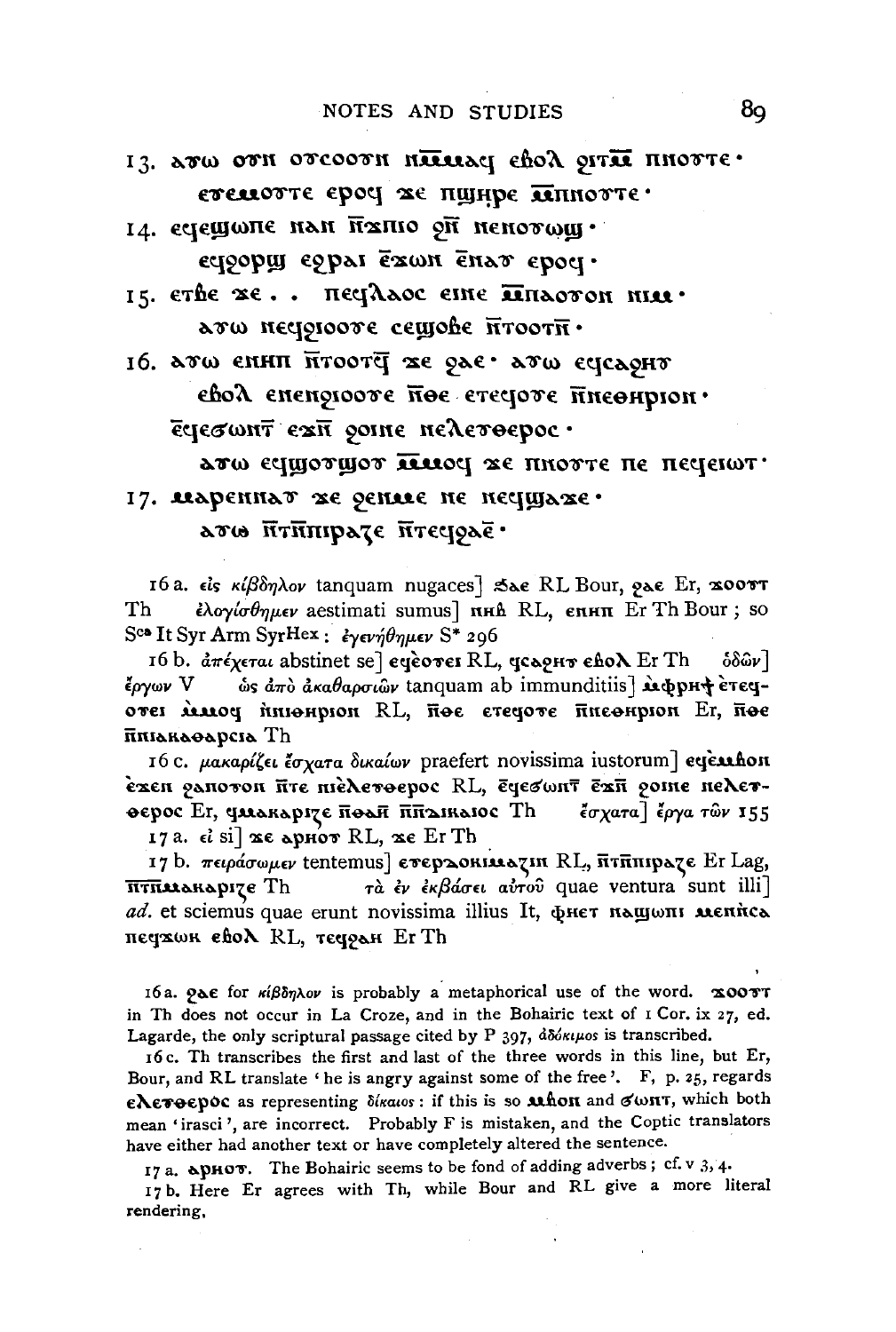13. ⲁⲩⲱ ⲟⲩⲛ ⲟⲩⲥⲟⲟⲩⲛ ⲛⲙ̄ⲙⲁϥ ⲉⲃⲟⲗ ϩⲓⲧⲙ̄ ⲡⲛⲟⲩⲧⲉ·
ⲉⲩⲙⲟⲩⲧⲉ ⲉⲣⲟϥ ϫⲉ ⲡϣⲏⲣⲉ ⲙ̄ⲡⲛⲟⲩⲧⲉ·

14. ⲉϥϣⲱⲡⲉ ⲛⲁⲛ ⲛ̄ϫⲡⲓⲟ ϩⲛ̄ ⲛⲉⲛⲟⲩⲱϣ·
ⲉϥϩⲟⲣϣ ⲉϩⲣⲁⲓ ⲉ̄ϫⲱⲛ ⲉ̄ⲛⲁⲩ ⲉⲣⲟϥ·

15. ⲉⲧⲃⲉ ϫⲉ . . ⲡⲉϥⲗⲁⲟⲥ ⲉⲓⲛⲉ ⲙ̄ⲡⲁⲟⲩⲟⲛ ⲛⲓⲙ·
ⲁⲩⲱ ⲛⲉϥϩⲓⲟⲟⲩⲉ ⲥⲉϣⲟⲃⲉ ⲛ̄ⲧⲟⲟⲧⲛ̄·

16. ⲁⲩⲱ ⲉⲛⲏⲡ ⲛ̄ⲧⲟⲟⲧϥ̄ ϫⲉ ϩⲁⲉ· ⲁⲩⲱ ⲉϥⲥⲁϩⲏⲩ
ⲉⲃⲟⲗ ⲉⲛⲉⲛϩⲓⲟⲟⲩⲉ ⲛ̄ⲑⲉ ⲉⲧⲉϥⲟⲩⲉ ⲛ̄ⲛⲉⲑⲏⲣⲓⲟⲛ·
ⲉ̄ϥⲉϭⲱⲛⲧ̄ ⲉϫⲛ̄ ϩⲟⲓⲛⲉ ⲛⲉⲗⲉⲩⲑⲉⲣⲟⲥ·
ⲁⲩⲱ ⲉϥϣⲟⲩϣⲟⲩ ⲙ̄ⲙⲟϥ ϫⲉ ⲡⲛⲟⲩⲧⲉ ⲡⲉ ⲡⲉϥⲉⲓⲱⲧ·

17. ⲙⲁⲣⲉⲛⲛⲁⲩ ϫⲉ ϩⲉⲛⲙⲉ ⲛⲉ ⲛⲉϥϣⲁϫⲉ·
ⲁⲩⲱ ⲛ̄ⲧⲛ̄ⲡⲓⲣⲁⲍⲉ ⲛ̄ⲧⲉϥϩⲁⲉ̄·

16 a. εἰς κίβδηλον tanquam nugaces] ϭⲁⲉ RL Bour, ϩⲁⲉ Er, ϫⲟⲟⲩⲧ Th    ἐλογίσθημεν aestimati sumus] ⲛⲏⲃ RL, ⲉⲛⲏⲡ Er Th Bour; so S[ca] It Syr Arm SyrHex: ἐγενήθημεν S* 296

16 b. ἀπέχεται abstinet se] ⲉϥⲉ̀ⲟⲩⲉⲓ RL, ϥⲥⲁϩⲏⲩ ⲉⲃⲟⲗ Er Th    ὁδῶν] ἔργων V    ὡς ἀπὸ ἀκαθαρσιῶν tanquam ab immunditiis] ⲙ̀ⲫⲣⲏϯ ⲉ̀ⲧⲉϥⲟⲩⲉⲓ ⲙ̀ⲙⲟϥ ⲛ̀ⲛⲓⲑⲏⲣⲓⲟⲛ RL, ⲛ̄ⲑⲉ ⲉⲧⲉϥⲟⲩⲉ ⲛ̄ⲛⲉⲑⲏⲣⲓⲟⲛ Er, ⲛ̄ⲑⲉ ⲛ̄ⲛⲓⲁⲕⲁⲑⲁⲣⲥⲓⲁ Th

16 c. μακαρίζει ἔσχατα δικαίων praefert novissima iustorum] ⲉϥⲉ̀ⲙⲃⲟⲛ ⲉ̀ϫⲉⲛ ϩⲁⲛⲟⲩⲟⲛ ⲛ̄ⲧⲉ ⲛⲓ̀ⲉⲗⲉⲩⲑⲉⲣⲟⲥ RL, ⲉ̄ϥⲉϭⲱⲛⲧ̄ ⲉ̄ϫⲛ̄ ϩⲟⲓⲛⲉ ⲛⲉⲗⲉⲩⲑⲉⲣⲟⲥ Er, ϥⲙⲁⲕⲁⲣⲓⲍⲉ ⲛ̄ⲑⲁⲏ̄ ⲛ̄ⲛ̄ⲇⲓⲕⲁⲓⲟⲥ Th    ἔσχατα] ἔργα τῶν 155

17 a. εἰ si] ϫⲉ ⲁⲣⲏⲟⲩ RL, ϫⲉ Er Th

17 b. πειράσωμεν tentemus] ⲉⲩⲉⲣⲇⲟⲕⲓⲙⲁⲍⲓⲛ RL, ⲛ̄ⲧⲛ̄ⲡⲓⲣⲁⲍⲉ Er Lag, ⲛ̄ⲧⲛ̄ⲙⲁⲕⲁⲣⲓⲍⲉ Th    τὰ ἐν ἐκβάσει αὐτοῦ quae ventura sunt illi] *ad.* et sciemus quae erunt novissima illius It, ⲫⲏⲉⲧ ⲛⲁϣⲱⲡⲓ ⲙⲉⲛⲉⲛⲥⲁ ⲡⲉϥϫⲱⲕ ⲉⲃⲟⲗ RL, ⲧⲉϥϩⲁⲏ Er Th

16 a. ϩⲁⲉ for κίβδηλον is probably a metaphorical use of the word. ϫⲟⲟⲩⲧ in Th does not occur in La Croze, and in the Bohairic text of 1 Cor. ix 27, ed. Lagarde, the only scriptural passage cited by P 397, ἀδόκιμος is transcribed.

16 c. Th transcribes the first and last of the three words in this line, but Er, Bour, and RL translate 'he is angry against some of the free'. F, p. 25, regards ⲉⲗⲉⲩⲑⲉⲣⲟⲥ as representing δίκαιος: if this is so ⲙⲃⲟⲛ and ϭⲱⲛⲧ, which both mean 'irasci', are incorrect. Probably F is mistaken, and the Coptic translators have either had another text or have completely altered the sentence.

17 a. ⲁⲣⲏⲟⲩ. The Bohairic seems to be fond of adding adverbs; cf. v 3, 4.

17 b. Here Er agrees with Th, while Bour and RL give a more literal rendering.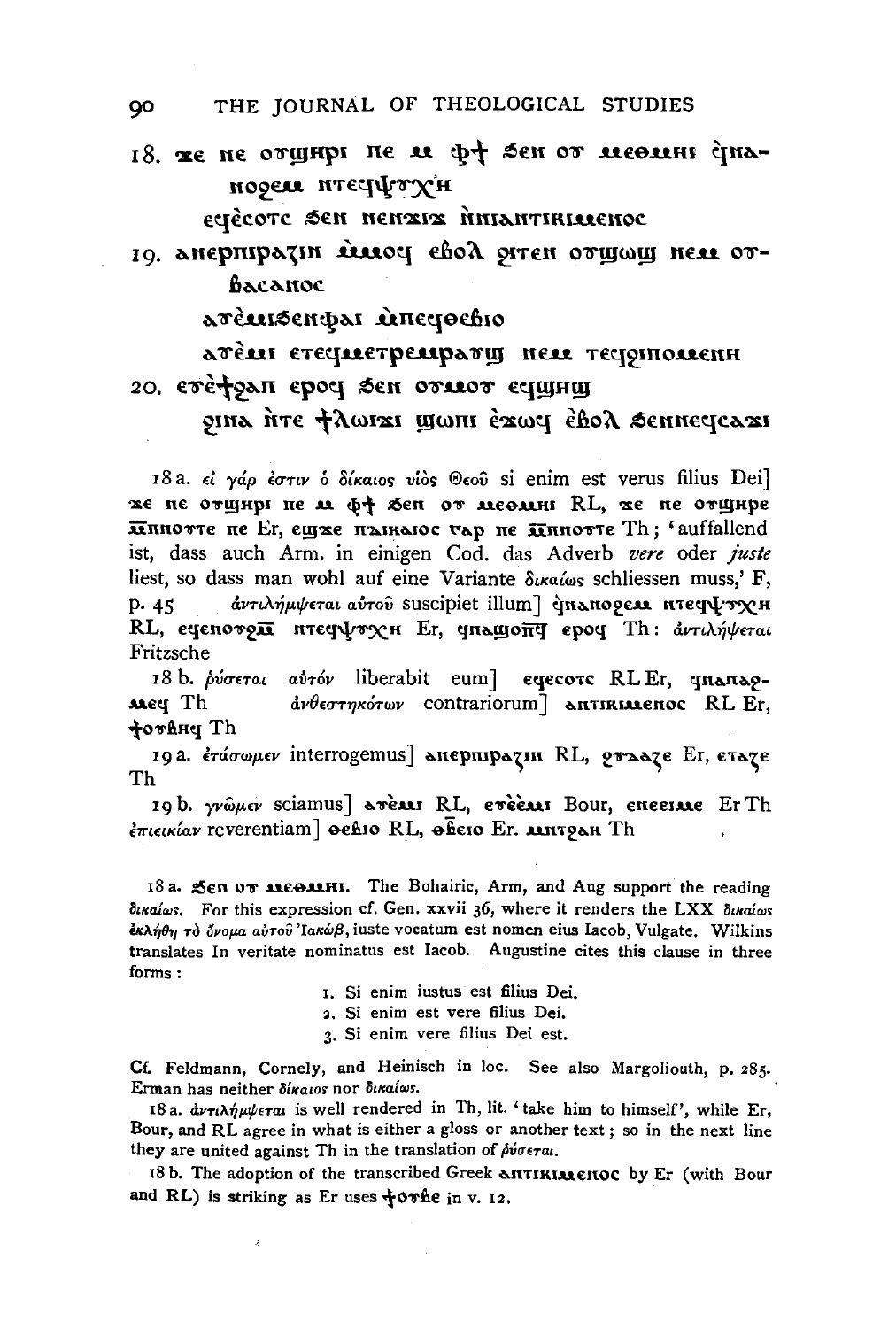18. ϫⲉ ⲛⲉ ⲟⲩϣⲏⲣⲓ ⲡⲉ ⲙ̀ ⲫϯ ϧⲉⲛ ⲟⲩ ⲙⲉⲑⲙⲏⲓ ⲉ̀ϥⲛⲁⲛⲟϩⲉⲙ ⲛ̀ⲧⲉϥⲯⲩⲭⲏ

ⲉϥⲉ̀ⲥⲱⲧⲥ ϧⲉⲛ ⲛⲉⲛϫⲓϫ ⲛ̀ⲛⲓⲁⲛⲧⲓⲕⲓⲙⲉⲛⲟⲥ

19. ⲁⲛⲉⲣⲡⲓⲣⲁⲍⲓⲛ ⲙ̀ⲙⲟϥ ⲉ̀ⲃⲟⲗ ϩⲓⲧⲉⲛ ⲟⲩϣⲱϣ ⲛⲉⲙ ⲟⲩⲃⲁⲥⲁⲛⲟⲥ

ⲁⲩⲉ̀ⲙⲓϧⲉⲛⲫⲁⲓ ⲙ̀ⲡⲉϥⲑⲉⲃⲓⲟ

ⲁⲩⲉ̀ⲙⲓ ⲉⲧⲉϥⲙⲉⲧⲣⲉⲙⲣⲁⲩϣ ⲛⲉⲙ ⲧⲉϥϩⲩⲡⲟⲙⲉⲛⲏ

20. ⲉⲩⲉ̀ϯϩⲁⲡ ⲉⲣⲟϥ ϧⲉⲛ ⲟⲩⲙⲟⲩ ⲉϥϣⲏϣ

ϩⲓⲛⲁ ⲛ̀ⲧⲉ ϯⲗⲱⲓϫⲓ ϣⲱⲡⲓ ⲉ̀ϫⲱϥ ⲉ̀ⲃⲟⲗ ϧⲉⲛⲛⲉϥⲥⲁϫⲓ

18 a. εἰ γάρ ἐστιν ὁ δίκαιος υἱὸς Θεοῦ si enim est verus filius Dei] ϫⲉ ⲛⲉ ⲟⲩϣⲏⲣⲓ ⲡⲉ ⲙ̀ ⲫϯ ϧⲉⲛ ⲟⲩ ⲙⲉⲑⲙⲏⲓ RL, ϫⲉ ⲡⲉ ⲟⲩϣⲏⲣⲉ ⲙ̄ⲡⲛⲟⲩⲧⲉ ⲡⲉ Er, ⲉϣϫⲉ ⲡⲇⲓⲕⲁⲓⲟⲥ ⲅⲁⲣ ⲡⲉ ⲙ̄ⲡⲛⲟⲩⲧⲉ Th; 'auffallend ist, dass auch Arm. in einigen Cod. das Adverb *vere* oder *juste* liest, so dass man wohl auf eine Variante δικαίως schliessen muss,' F, p. 45 ἀντιλήμψεται αὐτοῦ suscipiet illum] ⲉ̀ϥⲛⲁⲛⲟϩⲉⲙ ⲛ̀ⲧⲉϥⲯⲩⲭⲏ RL, ⲉϥⲉⲛⲟⲩϩⲙ̄ ⲛ̄ⲧⲉϥⲯⲩⲭⲏ Er, ϥⲛⲁϣⲟⲡϥ̄ ⲉⲣⲟϥ Th: ἀντιλήψεται Fritzsche

18 b. ῥύσεται αὐτόν liberabit eum] ⲉϥⲉⲥⲱⲧⲥ RL Er, ϥⲛⲁⲛⲁϩⲙⲉϥ Th ἀνθεστηκότων contrariorum] ⲁⲛⲧⲓⲕⲓⲙⲉⲛⲟⲥ RL Er, ϯⲟⲩⲃⲏϥ Th

19 a. ἐτάσωμεν interrogemus] ⲁⲛⲉⲣⲡⲓⲣⲁⲍⲓⲛ RL, ϩⲩⲁⲁⲍⲉ Er, ⲉⲧⲁⲍⲉ Th

19 b. γνῶμεν sciamus] ⲁⲩⲉ̀ⲙⲓ RL, ⲉⲩⲉ̀ⲉ̀ⲙⲓ Bour, ⲉⲛⲉⲉⲓⲙⲉ Er Th ἐπιεικίαν reverentiam] ⲑⲉⲃⲓⲟ RL, ⲑⲃ̄ⲃⲓⲟ Er. ⲙⲛ̄ⲧϩⲁⲕ Th

18 a. ϧⲉⲛ ⲟⲩ ⲙⲉⲑⲙⲏⲓ. The Bohairic, Arm, and Aug support the reading δικαίως. For this expression cf. Gen. xxvii 36, where it renders the LXX δικαίως ἐκλήθη τὸ ὄνομα αὐτοῦ Ἰακώβ, iuste vocatum est nomen eius Iacob, Vulgate. Wilkins translates In veritate nominatus est Iacob. Augustine cites this clause in three forms:

1. Si enim iustus est filius Dei.
2. Si enim est vere filius Dei.
3. Si enim vere filius Dei est.

Cf. Feldmann, Cornely, and Heinisch in loc. See also Margoliouth, p. 285. Erman has neither δίκαιος nor δικαίως.

18 a. ἀντιλήμψεται is well rendered in Th, lit. 'take him to himself', while Er, Bour, and RL agree in what is either a gloss or another text; so in the next line they are united against Th in the translation of ῥύσεται.

18 b. The adoption of the transcribed Greek ⲁⲛⲧⲓⲕⲓⲙⲉⲛⲟⲥ by Er (with Bour and RL) is striking as Er uses ϯⲟⲩⲃⲉ in v. 12.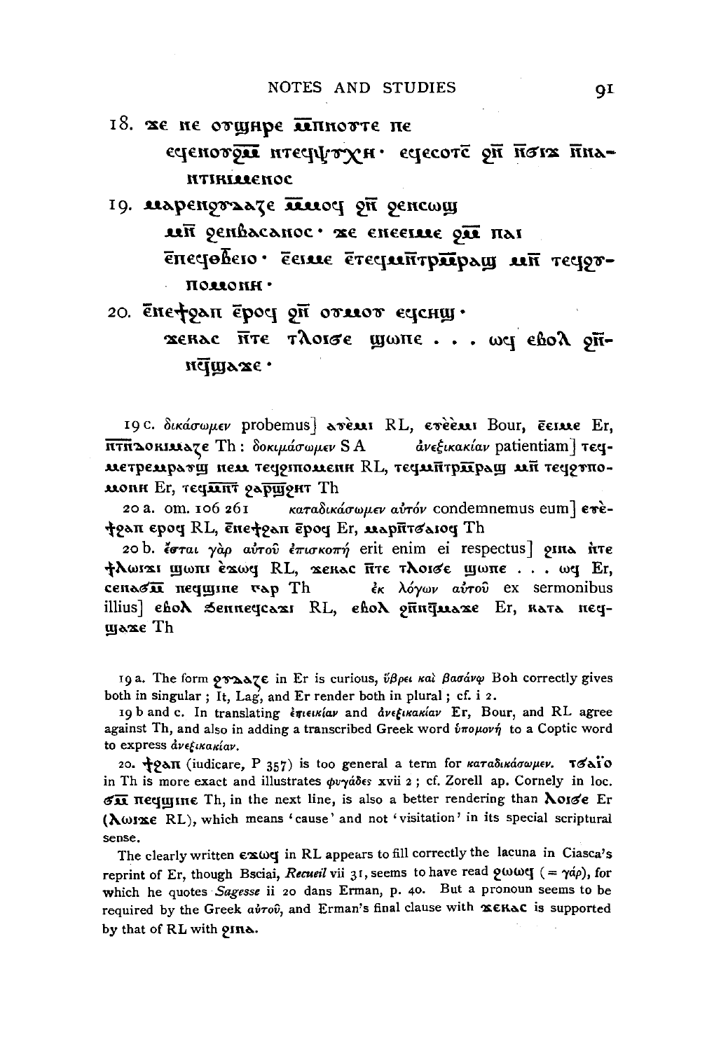18. ϫⲉ ⲛⲉ ⲟⲩϣⲏⲣⲉ ⲙ̅ⲡⲛⲟⲩⲧⲉ ⲡⲉ
ⲉϥⲉⲛⲟⲩϩⲙ̅ ⲛ̄ⲧⲉϥⲯⲩⲭⲏ· ⲉϥⲉⲥⲟⲧⲉ̄ ϩⲛ̄ ⲛ̄ϭⲓϫ ⲛ̄ⲛⲁⲛⲧⲓⲕⲓⲙⲉⲛⲟⲥ

19. ⲙⲁⲣⲉⲛϩⲩⲗⲁϩⲉ ⲙ̅ⲙⲟϥ ϩⲛ̄ ϩⲉⲛⲥⲱϣ
ⲙⲛ̄ ϩⲉⲛⲃⲁⲥⲁⲛⲟⲥ· ϫⲉ ⲉⲛⲉⲉⲓⲙⲉ ϩⲙ̅ ⲡⲁⲓ
ⲉ̄ⲡⲉϥⲑⲃⲉⲓⲟ· ⲉ̄ⲉⲓⲙⲉ ⲉ̄ⲧⲉϥⲙⲛ̄ⲧⲣⲙ̅ⲣⲁϣ ⲙⲛ̄ ⲧⲉϥϩⲩⲡⲟⲙⲟⲛⲏ·

20. ⲉ̄ⲛⲉϯϩⲁⲡ ⲉ̄ⲣⲟϥ ϩⲛ̄ ⲟⲩⲙⲟⲩ ⲉϥⲥⲏϣ·
ϫⲉⲕⲁⲥ ⲛ̄ⲧⲉ ⲧⲗⲟⲓϭⲉ ϣⲱⲡⲉ . . . ⲱϥ ⲉⲃⲟⲗ ϩⲛ̄ⲛⲉϥϣⲁϫⲉ·

19 c. δικάσωμεν probemus] ⲁⲩⲉ̀ⲙⲓ RL, ⲉⲩⲉ̀ⲉ̀ⲙⲓ Bour, ⲉ̄ⲉⲓⲙⲉ Er, ⲛ̄ⲧⲛ̄ⲇⲟⲕⲓⲙⲁϩⲉ Th: δοκιμάσωμεν S A    ἀνεξικακίαν patientiam] ⲧⲉϥⲙⲉⲧⲣⲉⲙⲣⲁⲩϣ ⲛⲉⲙ ⲧⲉϥϩⲩⲡⲟⲙⲉⲛⲏ RL, ⲧⲉϥⲙⲛ̄ⲧⲣⲙ̅ⲣⲁϣ ⲙⲛ̄ ⲧⲉϥϩⲩⲡⲟⲙⲟⲛⲏ Er, ⲧⲉϥⲙⲛ̄ⲧ ϩⲁⲣϣ̄ϩⲏⲧ Th

20 a. om. 106 261    καταδικάσωμεν αὐτόν condemnemus eum] ⲉⲩⲉ̀ϯϩⲁⲡ ⲉⲣⲟϥ RL, ⲉ̄ⲛⲉϯϩⲁⲡ ⲉ̄ⲣⲟϥ Er, ⲙⲁⲣⲛ̄ⲧϭⲁⲓⲟϥ Th

20 b. ἔσται γὰρ αὐτοῦ ἐπισκοπή erit enim ei respectus] ϩⲓⲛⲁ ⲛ̀ⲧⲉ ϯⲗⲱⲓϫⲓ ϣⲱⲡⲓ ⲉ̀ϫⲱϥ RL, ϫⲉⲕⲁⲥ ⲛ̄ⲧⲉ ⲧⲗⲟⲓϭⲉ ϣⲱⲡⲉ . . . ⲱϥ Er, ⲥⲉⲛⲁϭⲙ̅ ⲡⲉϥϣⲓⲛⲉ ⲅⲁⲣ Th    ἐκ λόγων αὐτοῦ ex sermonibus illius] ⲉⲃⲟⲗ ϧⲉⲛⲛⲉϥⲥⲁϫⲓ RL, ⲉⲃⲟⲗ ϩⲛ̄ⲛⲉϥϣⲁϫⲉ Er, ⲕⲁⲧⲁ ⲛⲉϥϣⲁϫⲉ Th

19 a. The form ϩⲩⲗⲁϩⲉ in Er is curious, ὕβρει καὶ βασάνῳ Boh correctly gives both in singular; It, Lag, and Er render both in plural; cf. i 2.

19 b and c. In translating ἐπιεικίαν and ἀνεξικακίαν Er, Bour, and RL agree against Th, and also in adding a transcribed Greek word ὑπομονή to a Coptic word to express ἀνεξικακίαν.

20. ϯϩⲁⲡ (iudicare, P 357) is too general a term for καταδικάσωμεν. ⲧϭⲁⲓ̈ⲟ in Th is more exact and illustrates φυγάδες xvii 2; cf. Zorell ap. Cornely in loc. ϭⲙ̅ ⲡⲉϥϣⲓⲛⲉ Th, in the next line, is also a better rendering than ⲗⲟⲓϭⲉ Er (ⲗⲱⲓϫⲉ RL), which means 'cause' and not 'visitation' in its special scriptural sense.

The clearly written ⲉϫⲱϥ in RL appears to fill correctly the lacuna in Ciasca's reprint of Er, though Bsciai, *Recueil* vii 31, seems to have read ϩⲱⲱϥ (= γάρ), for which he quotes *Sagesse* ii 20 dans Erman, p. 40. But a pronoun seems to be required by the Greek αὐτοῦ, and Erman's final clause with ϫⲉⲕⲁⲥ is supported by that of RL with ϩⲓⲛⲁ.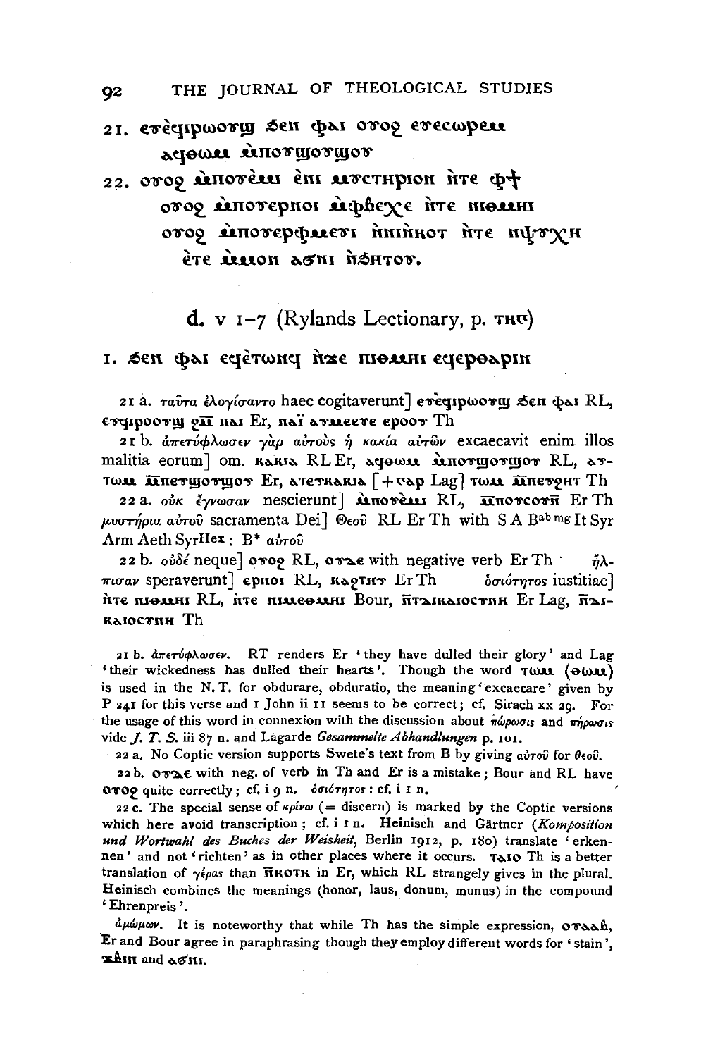21. ⲉⲩⲉϥⲓⲣⲱⲟⲩϣ ϧⲉⲛ ⲫⲁⲓ ⲟⲩⲟϩ ⲉⲩⲉⲥⲱⲣⲉⲙ ⲁϥⲑⲱⲙ ⲙ̀ⲙⲟⲩϣⲟⲩϣⲟⲩ

22. ⲟⲩⲟϩ ⲙ̀ⲡⲟⲩⲉⲙⲓ ⲉ̀ⲛⲓ ⲙⲩⲥⲧⲏⲣⲓⲟⲛ ⲛ̀ⲧⲉ ⲫϯ ⲟⲩⲟϩ ⲙ̀ⲡⲟⲩⲉⲣⲏⲟⲓ ⲙ̀ⲫⲃⲉⲭⲉ ⲛ̀ⲧⲉ ⲛⲓⲑⲙⲏⲓ ⲟⲩⲟϩ ⲙ̀ⲡⲟⲩⲉⲣⲫⲙⲉⲩⲓ ⲛ̀ⲛⲓⲛⲕⲟⲧ ⲛ̀ⲧⲉ ⲛⲓⲯⲩⲭⲏ ⲉ̀ⲧⲉ ⲙ̀ⲙⲟⲛ ⲁϭⲛⲓ ⲛ̀ϧⲏⲧⲟⲩ.

## d. v 1–7 (Rylands Lectionary, p. ⲧⲕⲋ)

1. ϧⲉⲛ ⲫⲁⲓ ⲉϥⲉ̀ⲧⲱⲛϥ ⲛ̀ϫⲉ ⲡⲓⲑⲙⲏⲓ ⲉϥⲉⲣⲑⲁⲣⲓⲛ

21 a. ταῦτα ἐλογίσαντο haec cogitaverunt] ⲉⲩⲉϥⲓⲣⲱⲟⲩϣ ϧⲉⲛ ⲫⲁⲓ RL, ⲉⲩϥⲓⲣⲟⲟⲩϣ ϩⲛ̄ ⲛⲁⲓ Er, ⲛⲁⲓ ⲁⲩⲙⲉⲉⲩⲉ ⲉⲣⲟⲟⲩ Th

21 b. ἀπετύφλωσεν γὰρ αὐτοὺς ἡ κακία αὐτῶν excaecavit enim illos malitia eorum] om. ⲕⲁⲕⲓⲁ RL Er, ⲁϥⲑⲱⲙ ⲙ̀ⲙⲟⲩϣⲟⲩϣⲟⲩ RL, ⲁⲩⲧⲱⲙ ⲙ̄ⲡⲉⲩϣⲟⲩϣⲟⲩ Er, ⲁⲧⲉⲩⲕⲁⲕⲓⲁ [+ⲅⲁⲣ Lag] ⲧⲱⲙ ⲙ̄ⲡⲉⲩϩⲏⲧ Th

22 a. οὐκ ἔγνωσαν nescierunt] ⲙ̀ⲡⲟⲩⲉⲙⲓ RL, ⲙ̄ⲡⲟⲩⲥⲟⲩⲛ̄ Er Th μυστήρια αὐτοῦ sacramenta Dei] Θεοῦ RL Er Th with S A B$^{ab\,mg}$ It Syr Arm Aeth SyrHex: B* αὐτοῦ

22 b. οὐδέ neque] ⲟⲩⲟϩ RL, ⲟⲩⲇⲉ with negative verb Er Th ἤλπισαν speraverunt] ⲉⲣϩⲏⲟⲓ RL, ⲕⲁϩⲧⲏⲩ Er Th ὁσιότητος iustitiae] ⲛ̀ⲧⲉ ⲛⲓⲑⲙⲏⲓ RL, ⲛ̀ⲧⲉ ⲛⲓⲙⲉⲑⲙⲏⲓ Bour, ⲛ̄ⲧⲇⲓⲕⲁⲓⲟⲥⲩⲛⲏ Er Lag, ⲛ̄ⲇⲓⲕⲁⲓⲟⲥⲩⲛⲏ Th

21 b. ἀπετύφλωσεν. RT renders Er 'they have dulled their glory' and Lag 'their wickedness has dulled their hearts'. Though the word ⲧⲱⲙ (ⲑⲱⲙ) is used in the N.T. for obdurare, obduratio, the meaning 'excaecare' given by P 241 for this verse and 1 John ii 11 seems to be correct; cf. Sirach xx 29. For the usage of this word in connexion with the discussion about πώρωσις and πήρωσις vide *J. T. S.* iii 87 n. and Lagarde *Gesammelte Abhandlungen* p. 101.

22 a. No Coptic version supports Swete's text from B by giving αὐτοῦ for θεοῦ.

22 b. ⲟⲩⲇⲉ with neg. of verb in Th and Er is a mistake; Bour and RL have ⲟⲩⲟϩ quite correctly; cf. i 9 n. ὁσιότητος: cf. i 1 n.

22 c. The special sense of κρίνω (= discern) is marked by the Coptic versions which here avoid transcription; cf. i 1 n. Heinisch and Gärtner (*Komposition und Wortwahl des Buches der Weisheit*, Berlin 1912, p. 180) translate 'erkennen' and not 'richten' as in other places where it occurs. ⲧⲁⲓⲟ Th is a better translation of γέρας than ⲛ̄ⲕⲟⲧⲕ in Er, which RL strangely gives in the plural. Heinisch combines the meanings (honor, laus, donum, munus) in the compound 'Ehrenpreis'.

ἀμώμων. It is noteworthy that while Th has the simple expression, ⲟⲩⲁⲁⲃ, Er and Bour agree in paraphrasing though they employ different words for 'stain', ϫⲃⲓⲛ and ⲁϭⲛⲓ.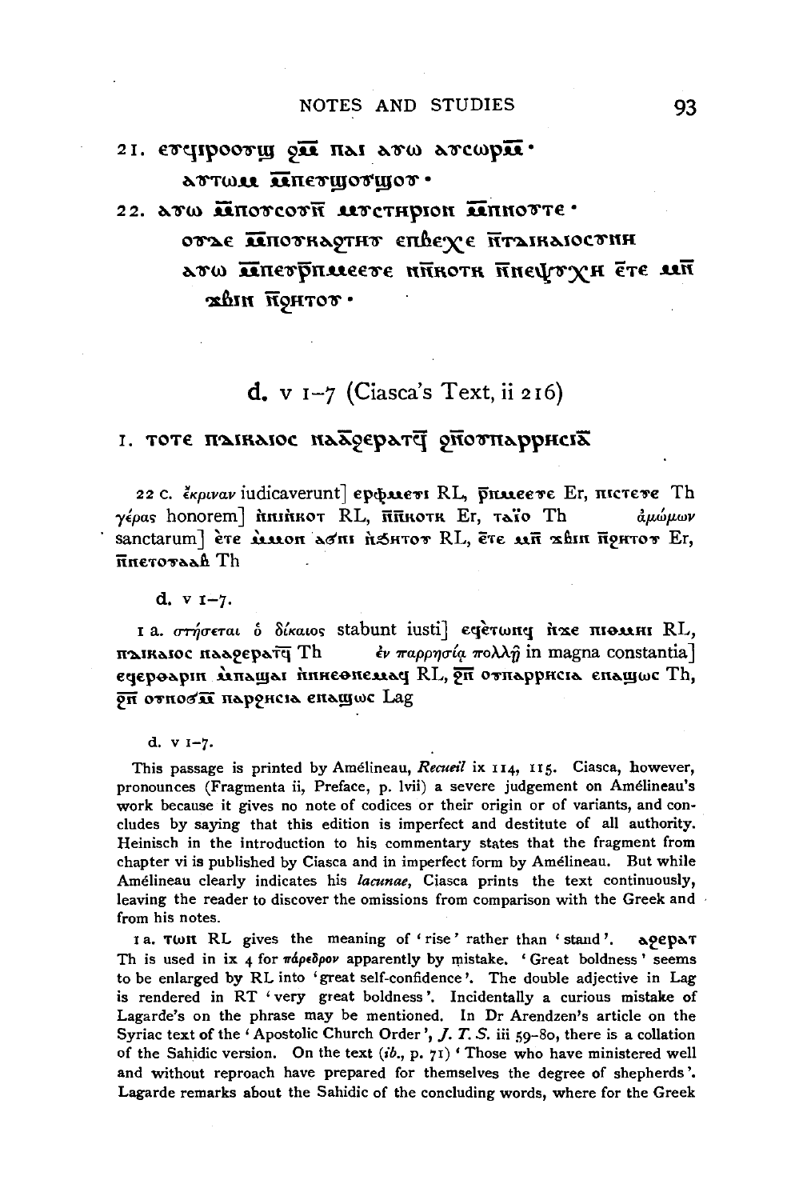21. ⲉⲩⲱⲓⲣⲟⲟⲩϣ ϩⲙ̄ ⲡⲁⲓ ⲁⲩⲱ ⲁⲩⲥⲱⲣⲙ̄·
ⲁⲩⲧⲱⲙ ⲙ̄ⲡⲉⲩϣⲟⲩϣⲟⲩ·

22. ⲁⲩⲱ ⲙ̄ⲡⲟⲩⲥⲟⲩⲛ̄ ⲙⲩⲥⲧⲏⲣⲓⲟⲛ ⲙ̄ⲡⲛⲟⲩⲧⲉ·
ⲟⲩⲇⲉ ⲙ̄ⲡⲟⲩⲕⲁϩⲧⲏⲩ ⲉⲡⲃⲉⲭⲉ ⲛ̄ⲧⲇⲓⲕⲁⲓⲟⲥⲩⲛⲏ
ⲁⲩⲱ ⲙ̄ⲡⲉⲩⲣ̄ⲡⲙⲉⲉⲩⲉ ⲛ̄ⲛ̄ⲕⲟⲧⲕ ⲛ̄ⲛⲉⲯⲩⲭⲏ ⲉ̄ⲧⲉ ⲙⲛ̄
ϫⲃⲓⲛ ⲛ̄ϩⲏⲧⲟⲩ·

## d. v 1–7 (Ciasca's Text, ii 216)

1. ⲧⲟⲧⲉ ⲡⲇⲓⲕⲁⲓⲟⲥ ⲛⲁⲁ̄ϩⲉⲣⲁⲧϥ̄ ϩⲛ̄ⲟⲩⲡⲁⲣⲣⲏⲥⲓⲁ̄

22 c. ἔκριναν iudicaverunt] ⲉⲣⲫⲙⲉⲩⲓ RL, ⲣ̄ⲡⲙⲉⲉⲩⲉ Er, ⲡⲓⲥⲧⲉⲩⲉ Th  γέρας honorem] ⲛ̀ⲛⲓⲛ̀ⲕⲟⲧ RL, ⲛ̄ⲛ̄ⲕⲟⲧⲕ Er, ⲧⲁⲓ̈ⲟ Th  ἀμώμων sanctarum] ⲉ̀ⲧⲉ ⲙ̀ⲙⲟⲛ ⲁϭⲛⲓ ⲛ̀ϧⲏⲧⲟⲩ RL, ⲉ̄ⲧⲉ ⲙⲛ̄ ϫⲃⲓⲛ ⲛ̄ϩⲏⲧⲟⲩ Er, ⲛ̄ⲛⲉⲧⲟⲩⲁⲁⲃ Th

d. v 1–7.

1 a. στήσεται ὁ δίκαιος stabunt iusti] ⲉϥⲉ̀ⲧⲱⲛϥ ⲛ̀ϫⲉ ⲡⲓⲑⲙⲏⲓ RL, ⲡⲇⲓⲕⲁⲓⲟⲥ ⲛⲁⲁϩⲉⲣⲁⲧϥ̄ Th  ἐν παρρησίᾳ πολλῇ in magna constantia] ⲉϥⲉⲣⲑⲁⲣⲓⲛ ⲙ̀ⲡⲁϣⲁⲓ ⲛ̀ⲛⲏⲉⲑⲛⲉⲙⲁϥ RL, ϩⲛ̄ ⲟⲩⲡⲁⲣⲣⲏⲥⲓⲁ ⲉⲛⲁϣⲱⲥ Th, ϩⲛ̄ ⲟⲩⲛⲟϭⲙ̄ ⲡⲁⲣϩⲏⲥⲓⲁ ⲉⲛⲁϣⲱⲥ Lag

d. v 1–7.

This passage is printed by Amélineau, *Recueil* ix 114, 115. Ciasca, however, pronounces (Fragmenta ii, Preface, p. lvii) a severe judgement on Amélineau's work because it gives no note of codices or their origin or of variants, and concludes by saying that this edition is imperfect and destitute of all authority. Heinisch in the introduction to his commentary states that the fragment from chapter vi is published by Ciasca and in imperfect form by Amélineau. But while Amélineau clearly indicates his *lacunae*, Ciasca prints the text continuously, leaving the reader to discover the omissions from comparison with the Greek and from his notes.

1 a. ⲧⲱⲛ RL gives the meaning of 'rise' rather than 'stand'. ⲁϩⲉⲣⲁⲧ Th is used in ix 4 for πάρεδρον apparently by mistake. 'Great boldness' seems to be enlarged by RL into 'great self-confidence'. The double adjective in Lag is rendered in RT 'very great boldness'. Incidentally a curious mistake of Lagarde's on the phrase may be mentioned. In Dr Arendzen's article on the Syriac text of the 'Apostolic Church Order', *J. T. S.* iii 59–80, there is a collation of the Sahidic version. On the text (*ib.*, p. 71) 'Those who have ministered well and without reproach have prepared for themselves the degree of shepherds'. Lagarde remarks about the Sahidic of the concluding words, where for the Greek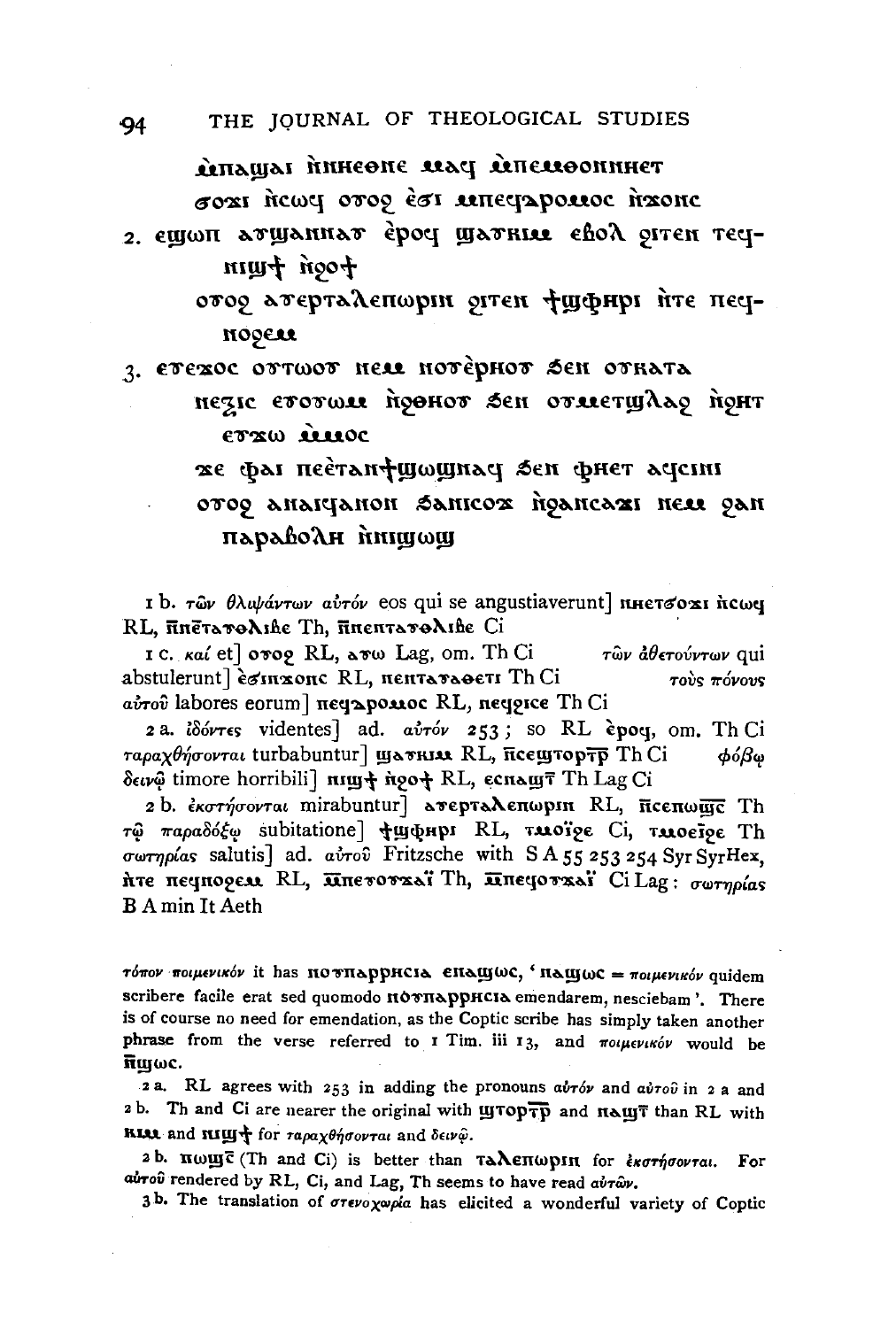ⲙ̀ⲡⲁϣⲁⲓ ⲛ̀ⲛⲓⲉⲑⲛⲉ ⲙⲁϥ ⲙ̀ⲡⲉⲙⲑⲟⲛⲛⲉⲧ
ϭⲟϫⲓ ⲛ̀ⲥⲱϥ ⲟⲩⲟϩ ⲉ̀ϭⲓ ⲙ̀ⲡⲉϥϩⲁⲣⲟⲙⲟⲥ ⲛ̀ϫⲟⲛⲥ

2. ⲉϣⲱⲡ ⲁⲩϣⲁⲛⲛⲁⲩ ⲉ̀ⲣⲟϥ ϣⲁⲩⲕⲓⲙ ⲉⲃⲟⲗ ϩⲓⲧⲉⲛ ⲧⲉϥⲛⲓϣϯ ⲛ̀ϩⲟϯ
ⲟⲩⲟϩ ⲁⲩⲉⲣⲧⲁⲗⲉⲡⲱⲣⲓⲛ ϩⲓⲧⲉⲛ ϯϣⲫⲏⲣⲓ ⲛ̀ⲧⲉ ⲡⲉϥⲛⲟϩⲉⲙ

3. ⲉⲩⲉϫⲟⲥ ⲟⲩⲧⲱⲟⲩ ⲛⲉⲙ ⲛⲟⲩⲉ̀ⲣⲏⲟⲩ ϧⲉⲛ ⲟⲩⲕⲁⲧⲁ
ⲛⲉϩⲓⲥ ⲉⲩⲟⲩⲱⲙ ⲛ̀ϩⲑⲏⲟⲩ ϧⲉⲛ ⲟⲩⲙⲉⲧϣⲗⲁϩ ⲛ̀ϩⲏⲧ ⲉⲩϫⲱ ⲙ̀ⲙⲟⲥ
ϫⲉ ⲫⲁⲓ ⲡⲉⲉ̀ⲧⲁⲛϯϣⲱϣⲛⲁϥ ϧⲉⲛ ⲫⲛⲉⲧ ⲁϥⲥⲓⲛⲓ
ⲟⲩⲟϩ ⲁⲛⲁⲓϥⲁⲛⲟⲛ ϧⲁⲛⲓⲥⲟϫ ⲛ̀ϩⲁⲛⲥⲁϫⲓ ⲛⲉⲙ ϩⲁⲛ ⲡⲁⲣⲁⲃⲟⲗⲏ ⲛ̀ⲛⲓϣⲱϣ

1 b. τῶν θλιψάντων αὐτόν eos qui se angustiaverunt] ⲛⲏⲉⲧϭⲟϫⲓ ⲛ̀ⲥⲱϥ RL, ⲙ̄ⲡⲉ̄ⲧⲁⲩⲑⲗⲓⲃⲉ Th, ⲙ̄ⲡⲉⲛⲧⲁⲩⲑⲗⲓⲃⲉ Ci

1 c. καί et] ⲟⲩⲟϩ RL, ⲁⲩⲱ Lag, om. Th Ci τῶν ἀθετούντων qui abstulerunt] ⲉ̀ϭⲓⲛϫⲟⲛⲥ RL, ⲛⲉⲛⲧⲁⲩⲁⲑⲉⲧⲓ Th Ci τοὺς πόνους αὐτοῦ labores eorum] ⲡⲉϥϩⲁⲣⲟⲙⲟⲥ RL, ⲡⲉϥϩⲓⲥⲉ Th Ci

2 a. ἰδόντες videntes] ad. αὐτόν 253; so RL ⲉ̀ⲣⲟϥ, om. Th Ci ταραχθήσονται turbabuntur] ϣⲁⲩⲕⲓⲙ RL, ⲛ̄ⲥⲉϣⲧⲟⲣⲧ̄ⲣ̄ Th Ci φόβῳ δεινῷ timore horribili] ⲛⲓϣϯ ⲛ̀ϩⲟϯ RL, ⲉⲥⲛⲁϣⲧ̄ Th Lag Ci

2 b. ἐκστήσονται mirabuntur] ⲁⲩⲉⲣⲧⲁⲗⲉⲡⲱⲣⲓⲛ RL, ⲛ̄ⲥⲉⲡⲱϣ̄ⲥ̄ Th τῷ παραδόξῳ subitatione] ϯϣⲫⲏⲣⲓ RL, ⲧⲙⲟⲓ̈ϩⲉ Ci, ⲧⲙⲟⲉⲓ̈ϩⲉ Th σωτηρίας salutis] ad. αὐτοῦ Fritzsche with S A 55 253 254 Syr SyrHex, ⲛ̀ⲧⲉ ⲡⲉϥⲛⲟϩⲉⲙ RL, ⲙ̄ⲡⲉⲩⲟⲩϫⲁⲓ̈ Th, ⲙ̄ⲡⲉϥⲟⲩϫⲁⲓ̈ Ci Lag: σωτηρίας B A min It Aeth

---

τόπον ποιμενικόν it has ⲛⲟⲩⲡⲁⲣⲣⲏⲥⲓⲁ ⲉⲛⲁϣⲱⲥ, ' ⲛⲁϣⲱⲥ = ποιμενικόν quidem scribere facile erat sed quomodo ⲛⲟⲩⲡⲁⲣⲣⲏⲥⲓⲁ emendarem, nesciebam'. There is of course no need for emendation, as the Coptic scribe has simply taken another phrase from the verse referred to 1 Tim. iii 13, and ποιμενικόν would be ⲛ̄ϣⲱⲥ.

2 a. RL agrees with 253 in adding the pronouns αὐτόν and αὐτοῦ in 2 a and 2 b. Th and Ci are nearer the original with ϣⲧⲟⲣⲧ̄ⲣ̄ and ⲛⲁϣⲧ̄ than RL with ⲕⲓⲙ and ⲛⲓϣϯ for ταραχθήσονται and δεινῷ.

2 b. ⲡⲱϣ̄ⲥ̄ (Th and Ci) is better than ⲧⲁⲗⲉⲡⲱⲣⲓⲛ for ἐκστήσονται. For αὐτοῦ rendered by RL, Ci, and Lag, Th seems to have read αὐτῶν.

3 b. The translation of στενοχωρία has elicited a wonderful variety of Coptic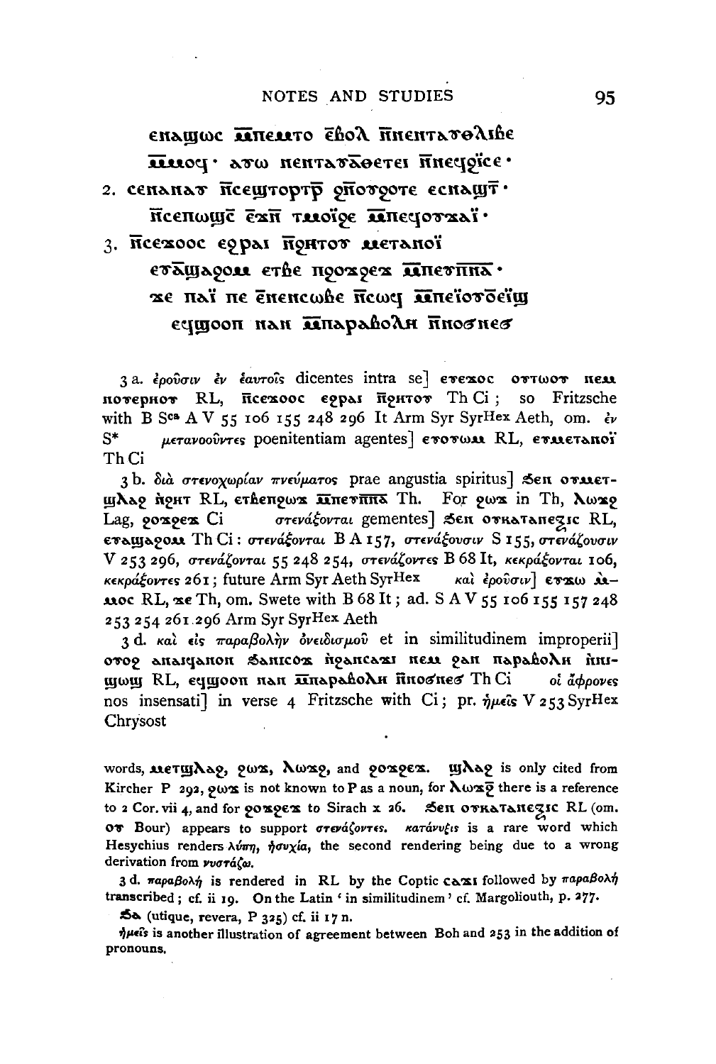επαϣωϲ ⲙⲡⲉⲙⲧⲟ ⲉⲃⲟⲗ ⲛⲛⲉⲛⲧⲁⲩⲑⲗⲓⲃⲉ
ⲙⲙⲟϥ· ⲁⲩⲱ ⲛⲉⲛⲧⲁⲩⲁⲑⲉⲧⲉⲓ ⲛⲛⲉϥϩⲓⲥⲉ·

2. ⲥⲉⲛⲁⲛⲁⲩ ⲛⲥⲉϣⲧⲟⲣⲧⲣ ϩⲛⲟⲩϩⲟⲧⲉ ⲉⲥⲛⲁϣⲧ·
ⲛⲥⲉⲡⲱϣⲉ ⲉϫⲛ ⲧⲙⲟⲓϩⲉ ⲙⲡⲉϥⲟⲩϫⲁⲓ·

3. ⲛⲥⲉϫⲟⲟⲥ ⲉϩⲣⲁⲓ ⲛϩⲏⲧⲟⲩ ⲙⲉⲧⲁⲛⲟⲓ
ⲉⲩⲁϣⲁϩⲟⲙ ⲉⲧⲃⲉ ⲡϩⲟϫϩⲉϫ ⲙⲡⲉⲩⲡⲛⲁ·
ϫⲉ ⲡⲁⲓ ⲡⲉ ⲉⲛⲉⲛⲥⲱⲃⲉ ⲛⲥⲱϥ ⲙⲡⲉⲓⲟⲩⲟⲉⲓϣ
ⲉϥϣⲟⲟⲡ ⲛⲁⲛ ⲙⲡⲁⲣⲁⲃⲟⲗⲏ ⲛⲛⲟϭⲛⲉϭ

3 a. ἐροῦσιν ἐν ἑαυτοῖς dicentes intra se] ⲉⲩϫⲟⲥ ⲟⲩⲧⲱⲟⲩ ⲛⲉⲙ ⲛⲟⲩⲉⲣⲏⲟⲩ RL, ⲛⲥⲉϫⲟⲟⲥ ⲉϩⲣⲁⲓ ⲛϩⲏⲧⲟⲩ Th Ci; so Fritzsche with B S[ca] A V 55 106 155 248 296 It Arm Syr SyrHex Aeth, om. ἐν S* μετανοοῦντες poenitentiam agentes] ⲉⲩⲟⲩⲱⲙ RL, ⲉⲩⲙⲉⲧⲁⲛⲟⲓ Th Ci

3 b. διὰ στενοχωρίαν πνεύματος prae angustia spiritus] ϧⲉⲛ ⲟⲩⲙⲉⲧϣⲗⲁϩ ⲛϩⲏⲧ RL, ⲉⲧⲃⲉⲡϩⲱϫ ⲙⲡⲉⲩⲡⲛⲁ Th. For ϩⲱϫ in Th, ⲗⲱϫϩ Lag, ϩⲟϫϩⲉϫ Ci στενάξονται gementes] ϧⲉⲛ ⲟⲩⲕⲁⲧⲁⲛⲉⲝⲓⲥ RL, ⲉⲩⲁϣⲁϩⲟⲙ Th Ci: στενάξονται B A 157, στενάξουσιν S 155, στενάζουσιν V 253 296, στενάζονται 55 248 254, στενάζοντες B 68 It, κεκράξονται 106, κεκράξοντες 261; future Arm Syr Aeth SyrHex καὶ ἐροῦσιν] ⲉⲩϫⲱ ⲙⲙⲟⲥ RL, ϫⲉ Th, om. Swete with B 68 It; ad. S A V 55 106 155 157 248 253 254 261 296 Arm Syr SyrHex Aeth

3 d. καὶ εἰς παραβολὴν ὀνειδισμοῦ et in similitudinem improperii] ⲟⲩⲟϩ ⲁⲛⲁⲓϥⲁⲛⲟⲛ ϧⲁⲛⲓⲥⲟϫ ⲛϩⲁⲛⲥⲁϫⲓ ⲛⲉⲙ ϩⲁⲛ ⲡⲁⲣⲁⲃⲟⲗⲏ ⲛⲛⲓϣⲱϣ RL, ⲉϥϣⲟⲟⲡ ⲛⲁⲛ ⲙⲡⲁⲣⲁⲃⲟⲗⲏ ⲛⲛⲟϭⲛⲉϭ Th Ci οἱ ἄφρονες nos insensati] in verse 4 Fritzsche with Ci; pr. ἡμεῖς V 253 SyrHex Chrysost

words, ⲙⲉⲧϣⲗⲁϩ, ϩⲱϫ, ⲗⲱϫϩ, and ϩⲟϫϩⲉϫ. ϣⲗⲁϩ is only cited from Kircher P 292, ϩⲱϫ is not known to P as a noun, for ⲗⲱϫϩ there is a reference to 2 Cor. vii 4, and for ϩⲟϫϩⲉϫ to Sirach x 26. ϧⲉⲛ ⲟⲩⲕⲁⲧⲁⲛⲉⲝⲓⲥ RL (om. ⲟⲩ Bour) appears to support στενάζοντες. κατάνυξις is a rare word which Hesychius renders λύπη, ἡσυχία, the second rendering being due to a wrong derivation from νυστάζω.

3 d. παραβολή is rendered in RL by the Coptic ⲥⲁϫⲓ followed by παραβολή transcribed; cf. ii 19. On the Latin 'in similitudinem' cf. Margoliouth, p. 277.

ϧⲁ (utique, revera, P 325) cf. ii 17 n.

ἡμεῖς is another illustration of agreement between Boh and 253 in the addition of pronouns.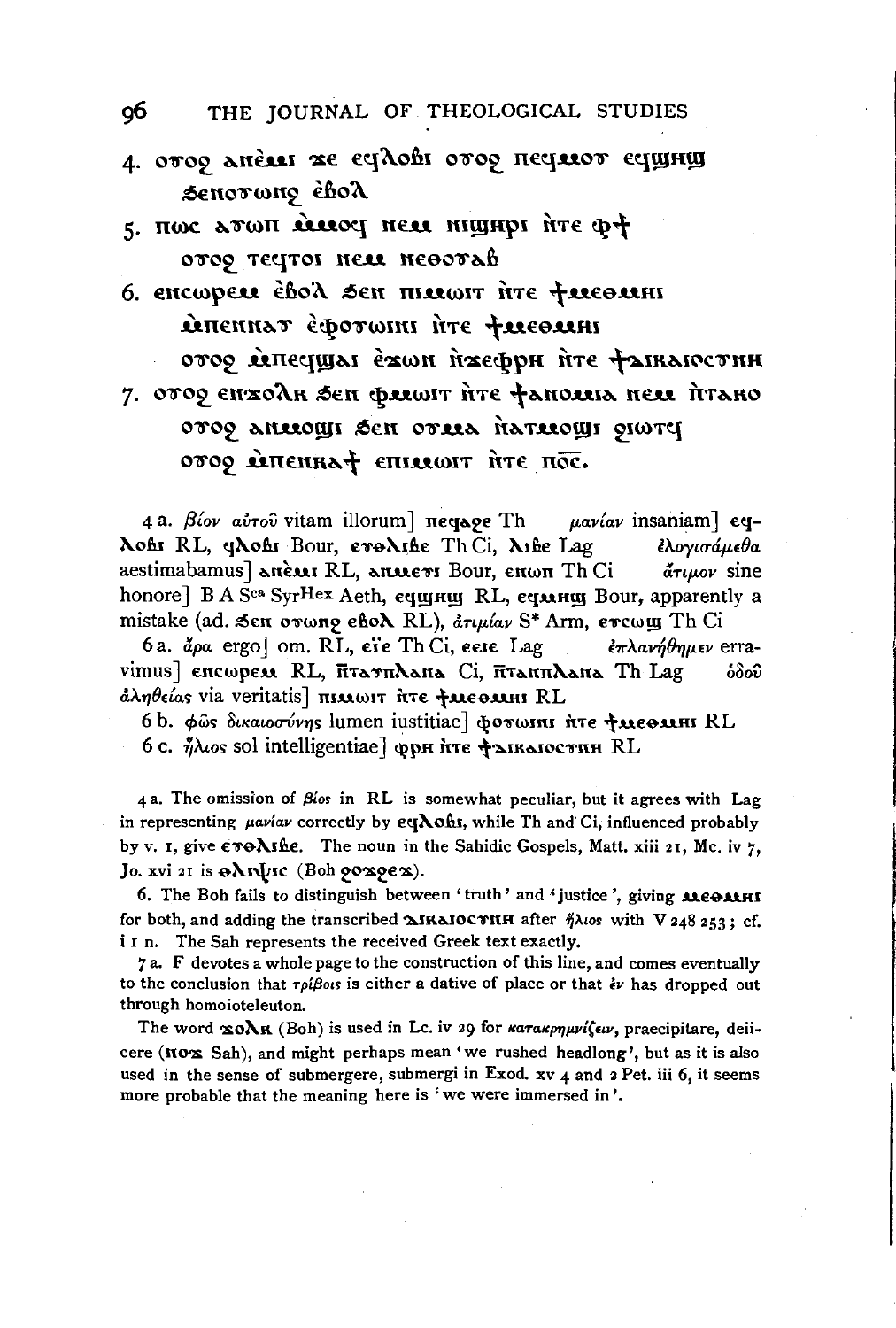4. ⲟⲩⲟϩ ⲁⲛⲉ̀ⲙⲓ ϫⲉ ⲉϥⲗⲟⲃⲓ ⲟⲩⲟϩ ⲡⲉϥⲙⲟⲩ ⲉϥϣⲏϣ
   ϧⲉⲛⲟⲩⲱⲛϩ ⲉ̀ⲃⲟⲗ

5. ⲡⲱⲥ ⲁⲩⲱⲡ ⲙ̀ⲙⲟϥ ⲛⲉⲙ ⲛⲓϣⲏⲣⲓ ⲛ̀ⲧⲉ ⲫϯ
   ⲟⲩⲟϩ ⲧⲉϥⲧⲟⲓ ⲛⲉⲙ ⲛⲉⲑⲟⲩⲁⲃ

6. ⲉⲛⲥⲱⲣⲉⲙ ⲉ̀ⲃⲟⲗ ϧⲉⲛ ⲡⲓⲙⲱⲓⲧ ⲛ̀ⲧⲉ ϯⲙⲉⲑⲙⲏⲓ
   ⲙ̀ⲡⲉⲛⲛⲁⲩ ⲉ̀ⲫⲟⲩⲱⲓⲛⲓ ⲛ̀ⲧⲉ ϯⲙⲉⲑⲙⲏⲓ
   ⲟⲩⲟϩ ⲙ̀ⲡⲉϥϣⲁⲓ ⲉ̀ϫⲱⲛ ⲛ̀ϫⲉⲫⲣⲏ ⲛ̀ⲧⲉ ϯⲇⲓⲕⲁⲓⲟⲥⲩⲛⲏ

7. ⲟⲩⲟϩ ⲉⲛϫⲟⲗⲏ ϧⲉⲛ ⲫⲙⲱⲓⲧ ⲛ̀ⲧⲉ ϯⲁⲛⲟⲙⲓⲁ ⲛⲉⲙ ⲛ̀ⲧⲁⲕⲟ
   ⲟⲩⲟϩ ⲁⲛⲙⲟϣⲓ ϧⲉⲛ ⲟⲩⲙⲁ ⲛ̀ⲁⲧⲙⲟϣⲓ ϩⲓⲱⲧϥ
   ⲟⲩⲟϩ ⲙ̀ⲡⲉⲛⲛⲁϯ ⲉⲡⲓⲙⲱⲓⲧ ⲛ̀ⲧⲉ ⲡⲟ̅ⲥ̅.

4 a. *βίον αὐτοῦ* vitam illorum] ⲡⲉϥⲁϩⲉ Th *μανίαν* insaniam] ⲉϥⲗⲟⲃⲓ RL, ϥⲗⲟⲃⲓ Bour, ⲉⲩⲑⲗⲓⲃⲉ Th Ci, ⲗⲓⲃⲉ Lag *ἐλογισάμεθα* aestimabamus] ⲁⲛⲉ̀ⲙⲓ RL, ⲁⲛⲙⲉⲩⲓ Bour, ⲉⲛⲱⲡ Th Ci *ἄτιμον* sine honore] B A S^ca SyrHex Aeth, ⲉϥϣⲏϣ RL, ⲉϥⲙⲏϣ Bour, apparently a mistake (ad. ϧⲉⲛ ⲟⲩⲱⲛϩ ⲉⲃⲟⲗ RL), *ἀτιμίαν* S* Arm, ⲉⲩⲥⲱϣ Th Ci

6 a. *ἄρα* ergo] om. RL, ⲉ̈ⲓⲉ Th Ci, ⲉⲉⲓⲉ Lag *ἐπλανήθημεν* erravimus] ⲉⲛⲥⲱⲣⲉⲙ RL, ⲛ̄ⲧⲁⲩⲡⲗⲁⲛⲁ Ci, ⲛ̄ⲧⲁⲛⲡⲗⲁⲛⲁ Th Lag *ὁδοῦ ἀληθείας* via veritatis] ⲡⲓⲙⲱⲓⲧ ⲛ̀ⲧⲉ ϯⲙⲉⲑⲙⲏⲓ RL

6 b. *φῶς δικαιοσύνης* lumen iustitiae] ⲫⲟⲩⲱⲓⲛⲓ ⲛ̀ⲧⲉ ϯⲙⲉⲑⲙⲏⲓ RL

6 c. *ἥλιος* sol intelligentiae] ⲫⲣⲏ ⲛ̀ⲧⲉ ϯⲇⲓⲕⲁⲓⲟⲥⲩⲛⲏ RL

4 a. The omission of *βίος* in RL is somewhat peculiar, but it agrees with Lag in representing *μανίαν* correctly by ⲉϥⲗⲟⲃⲓ, while Th and Ci, influenced probably by v. 1, give ⲉⲩⲑⲗⲓⲃⲉ. The noun in the Sahidic Gospels, Matt. xiii 21, Mc. iv 7, Jo. xvi 21 is ⲑⲗⲓⲯⲓⲥ (Boh ϩⲟϫϩⲉϫ).

6. The Boh fails to distinguish between 'truth' and 'justice', giving ⲙⲉⲑⲙⲏⲓ for both, and adding the transcribed ⲇⲓⲕⲁⲓⲟⲥⲩⲛⲏ after *ἥλιος* with V 248 253; cf. i 1 n. The Sah represents the received Greek text exactly.

7 a. F devotes a whole page to the construction of this line, and comes eventually to the conclusion that *τρίβοις* is either a dative of place or that *ἐν* has dropped out through homoioteleuton.

The word ϫⲟⲗⲏ (Boh) is used in Lc. iv 29 for *κατακρημνίζειν*, praecipitare, deiicere (ⲛⲟϫ Sah), and might perhaps mean 'we rushed headlong', but as it is also used in the sense of submergere, submergi in Exod. xv 4 and 2 Pet. iii 6, it seems more probable that the meaning here is 'we were immersed in'.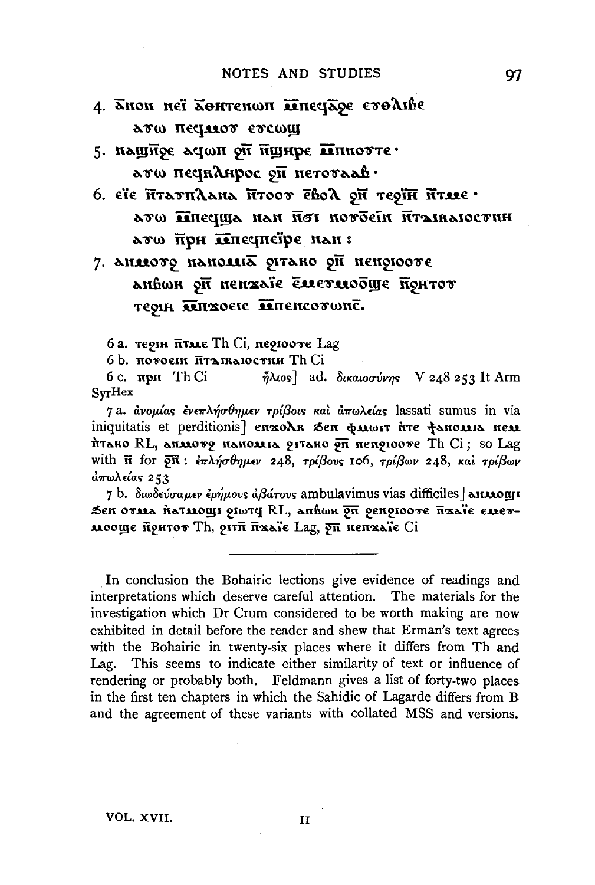4. ⲁ̅ⲛⲟⲕ ⲛⲉ̈ⲓ ⲁ̅ⲑⲏⲛⲧⲉⲛⲱⲛ ⲙ̅ⲡⲉϥⲁ̅ϩⲉ ⲉⲩⲑⲗⲓⲃⲉ
   ⲁⲩⲱ ⲡⲉϥⲙⲟⲩ ⲉⲩⲥⲱϣ

5. ⲛⲁϣⲛ̅ϩⲉ ⲁϥⲱⲡ ϩⲛ̅ ⲛ̅ϣⲏⲣⲉ ⲙ̅ⲡⲛⲟⲩⲧⲉ·
   ⲁⲩⲱ ⲡⲉϥⲕⲗⲏⲣⲟⲥ ϩⲛ̅ ⲛⲉⲧⲟⲩⲁⲁⲃ·

6. ⲉ̈ⲓⲉ ⲛ̅ⲧⲁⲩⲡⲗⲁⲛⲁ ⲛ̅ⲧⲟⲟⲩ ⲉ̅ⲃⲟⲗ ϩⲛ̅ ⲧⲉϩⲓ̈ⲏ ⲛ̅ⲧⲙⲉ·
   ⲁⲩⲱ ⲙ̅ⲡⲉϥϣⲁ ⲛⲁⲛ ⲛ̅ϭⲓ ⲛⲟⲩⲟ̅ⲉⲓⲛ ⲛ̅ⲧⲇⲓⲕⲁⲓⲟⲥⲩⲛⲏ
   ⲁⲩⲱ ⲛ̅ⲣⲏ ⲙ̅ⲡⲉϥⲡⲉ̈ⲓⲣⲉ ⲛⲁⲛ :

7. ⲁⲛⲙⲟⲩϩ ⲛⲁⲛⲟⲙⲓⲁ̅ ϩⲓⲧⲁⲕⲟ ϩⲛ̅ ⲛⲉⲛϩⲓⲟⲟⲩⲉ
   ⲁⲛⲃⲱⲕ ϩⲛ̅ ⲛⲉⲛϫⲁⲉ̈ⲓⲉ ⲉ̅ⲙⲉⲩⲙⲟⲟ̅ϣⲉ ⲛ̅ϩⲏⲧⲟⲩ
   ⲧⲉϩⲓⲏ ⲙ̅ⲡϫⲟⲉⲓⲥ ⲙ̅ⲡⲉⲛⲥⲟⲩⲱⲛⲥ̅.

6 a. ⲧⲉϩⲓⲏ ⲛ̅ⲧⲙⲉ Th Ci, ⲛⲉϩⲓⲟⲟⲩⲉ Lag

6 b. ⲛⲟⲩⲟⲉⲓⲛ ⲛ̅ⲧⲇⲓⲕⲁⲓⲟⲥⲩⲛⲏ Th Ci

6 c. ⲛⲣⲏ Th Ci ἥλιος] ad. δικαιοσύνης V 248 253 It Arm SyrHex

7 a. ἀνομίας ἐνεπλήσθημεν τρίβοις καὶ ἀπωλείας lassati sumus in via iniquitatis et perditionis] ⲉⲛϫⲟⲗⲕ ϧⲉⲛ ⲫⲙⲱⲓⲧ ⲛ̀ⲧⲉ ϯⲁⲛⲟⲙⲓⲁ ⲛⲉⲙ ⲡ̀ⲧⲁⲕⲟ RL, ⲁⲛⲙⲟⲩϩ ⲛⲁⲛⲟⲙⲓⲁ ϩⲓⲧⲁⲕⲟ ϩⲛ̅ ⲛⲉⲛϩⲓⲟⲟⲩⲉ Th Ci; so Lag with ⲛ̅ for ϩⲛ̅: ἐπλήσθημεν 248, τρίβους 106, τρίβων 248, καὶ τρίβων ἀπωλείας 253

7 b. διωδεύσαμεν ἐρήμους ἀβάτους ambulavimus vias difficiles] ⲁⲛⲙⲟϣⲓ ϧⲉⲛ ⲟⲩⲙⲁ ⲛ̀ⲁⲧⲙⲟϣⲓ ϩⲓⲱⲧϥ RL, ⲁⲛⲃⲱⲕ ϩⲛ̅ ϩⲉⲛϩⲓⲟⲟⲩⲉ ⲛ̅ϫⲁⲉ̈ⲓⲉ ⲉⲙⲉⲩⲙⲟⲟϣⲉ ⲛ̅ϩⲏⲧⲟⲩ Th, ϩⲓⲧⲛ̅ ⲛ̅ϫⲁⲉ̈ⲓⲉ Lag, ϩⲛ̅ ⲛⲉⲛϫⲁⲉ̈ⲓⲉ Ci

---

In conclusion the Bohairic lections give evidence of readings and interpretations which deserve careful attention. The materials for the investigation which Dr Crum considered to be worth making are now exhibited in detail before the reader and shew that Erman's text agrees with the Bohairic in twenty-six places where it differs from Th and Lag. This seems to indicate either similarity of text or influence of rendering or probably both. Feldmann gives a list of forty-two places in the first ten chapters in which the Sahidic of Lagarde differs from B and the agreement of these variants with collated MSS and versions.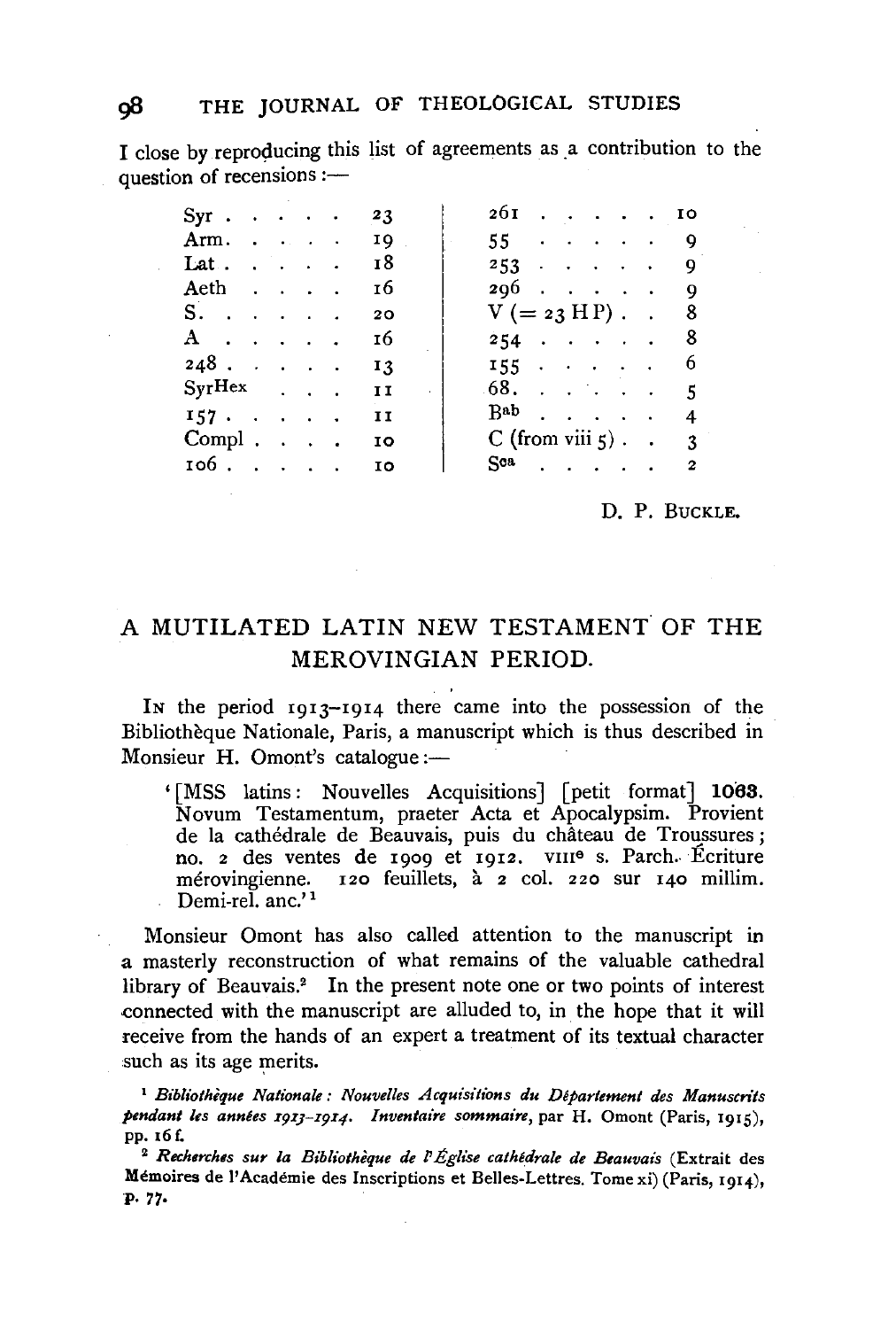I close by reproducing this list of agreements as a contribution to the question of recensions :—

| | | | |
|---|---|---|---|
| Syr | 23 | 261 | 10 |
| Arm. | 19 | 55 | 9 |
| Lat | 18 | 253 | 9 |
| Aeth | 16 | 296 | 9 |
| S. | 20 | V (= 23 H P) | 8 |
| A | 16 | 254 | 8 |
| 248 | 13 | 155 | 6 |
| SyrHex | 11 | 68. | 5 |
| 157 | 11 | B^ab | 4 |
| Compl | 10 | C (from viii 5) | 3 |
| 106 | 10 | S^ca | 2 |

D. P. Buckle.

## A MUTILATED LATIN NEW TESTAMENT OF THE MEROVINGIAN PERIOD.

In the period 1913–1914 there came into the possession of the Bibliothèque Nationale, Paris, a manuscript which is thus described in Monsieur H. Omont's catalogue :—

> '[MSS latins : Nouvelles Acquisitions] [petit format] **1063**. Novum Testamentum, praeter Acta et Apocalypsim. Provient de la cathédrale de Beauvais, puis du château de Troussures ; no. 2 des ventes de 1909 et 1912. VIII^e s. Parch. Écriture mérovingienne. 120 feuillets, à 2 col. 220 sur 140 millim. Demi-rel. anc.'[1]

Monsieur Omont has also called attention to the manuscript in a masterly reconstruction of what remains of the valuable cathedral library of Beauvais.[2] In the present note one or two points of interest connected with the manuscript are alluded to, in the hope that it will receive from the hands of an expert a treatment of its textual character such as its age merits.

[1] *Bibliothèque Nationale : Nouvelles Acquisitions du Département des Manuscrits pendant les années 1913–1914. Inventaire sommaire*, par H. Omont (Paris, 1915), pp. 16 f.

[2] *Recherches sur la Bibliothèque de l'Église cathédrale de Beauvais* (Extrait des Mémoires de l'Académie des Inscriptions et Belles-Lettres. Tome xi) (Paris, 1914), p. 77.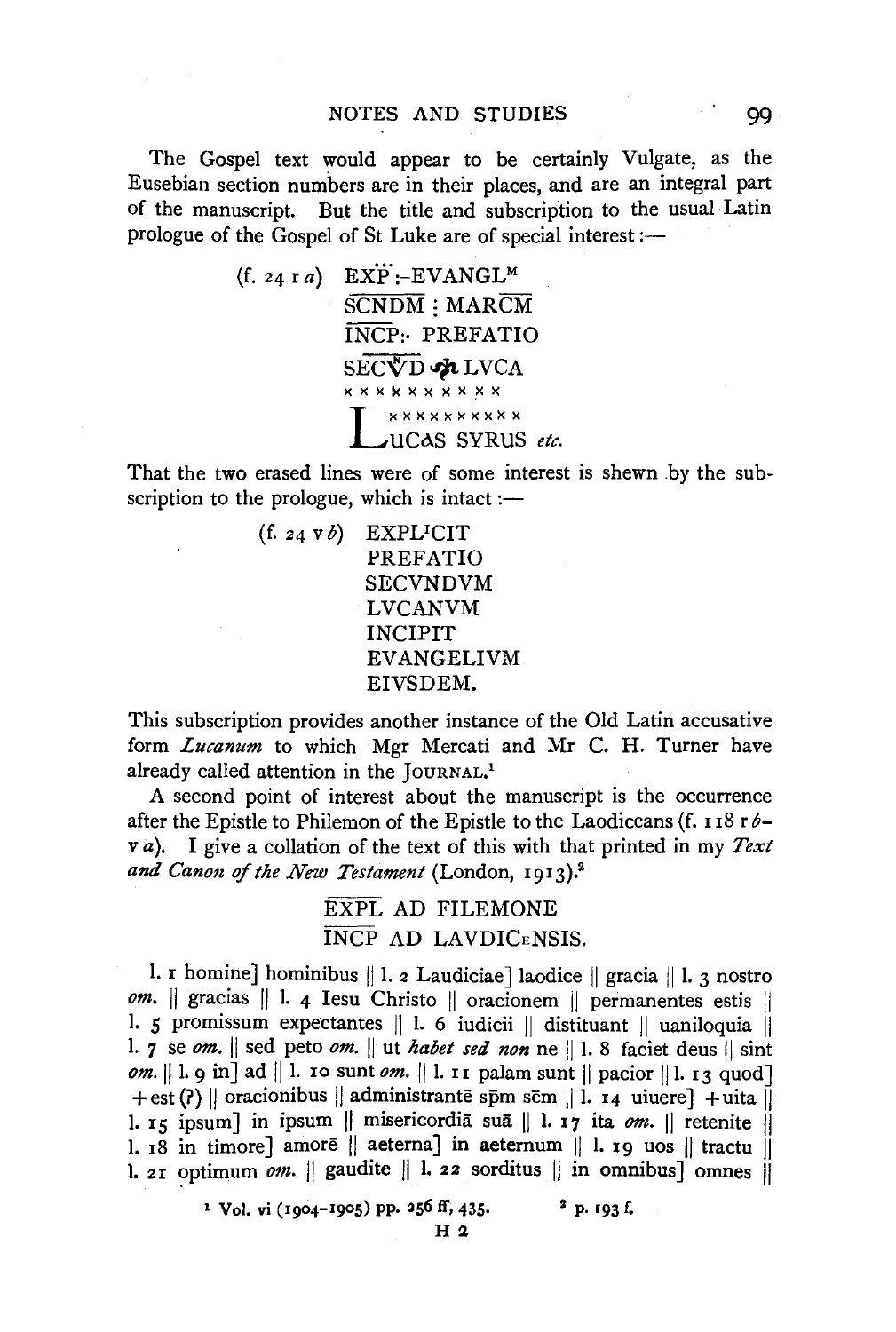The Gospel text would appear to be certainly Vulgate, as the Eusebian section numbers are in their places, and are an integral part of the manuscript. But the title and subscription to the usual Latin prologue of the Gospel of St Luke are of special interest:—

(f. 24 r *a*) EXP̈:-EVANGL^M
SCNDM̄ : MARCM̄
ĪNCP:· PREFATIO
SECV̄D ·ꝑ· LVCA
× × × × × × × × × ×
L × × × × × × × × × ×
UCAS SYRUS *etc.*

That the two erased lines were of some interest is shewn by the subscription to the prologue, which is intact:—

(f. 24 v *b*) EXPL^ICIT
PREFATIO
SECVNDVM
LVCANVM
INCIPIT
EVANGELIVM
EIVSDEM.

This subscription provides another instance of the Old Latin accusative form *Lucanum* to which Mgr Mercati and Mr C. H. Turner have already called attention in the JOURNAL.[1]

A second point of interest about the manuscript is the occurrence after the Epistle to Philemon of the Epistle to the Laodiceans (f. 118 r *b*–v *a*). I give a collation of the text of this with that printed in my *Text and Canon of the New Testament* (London, 1913).[2]

EXPL AD FILEMONE
INCP AD LAVDICENSIS.

l. 1 homine] hominibus || l. 2 Laudiciae] laodice || gracia || l. 3 nostro *om.* || gracias || l. 4 Iesu Christo || oracionem || permanentes estis || l. 5 promissum expectantes || l. 6 iudicii || distituant || uaniloquia || l. 7 se *om.* || sed peto *om.* || ut ***habet sed non*** ne || l. 8 faciet deus || sint *om.* || l. 9 in] ad || l. 10 sunt *om.* || l. 11 palam sunt || pacior || l. 13 quod] + est (?) || oracionibus || administrantē sp̄m sc̄m || l. 14 uiuere] + uita || l. 15 ipsum] in ipsum || misericordiā suā || l. 17 ita *om.* || retenite || l. 18 in timore] amorē || aeterna] in aeternum || l. 19 uos || tractu || l. 21 optimum *om.* || gaudite || l. 22 sorditus || in omnibus] omnes ||

[1] Vol. vi (1904–1905) pp. 256 ff, 435.

[2] p. 193 f.